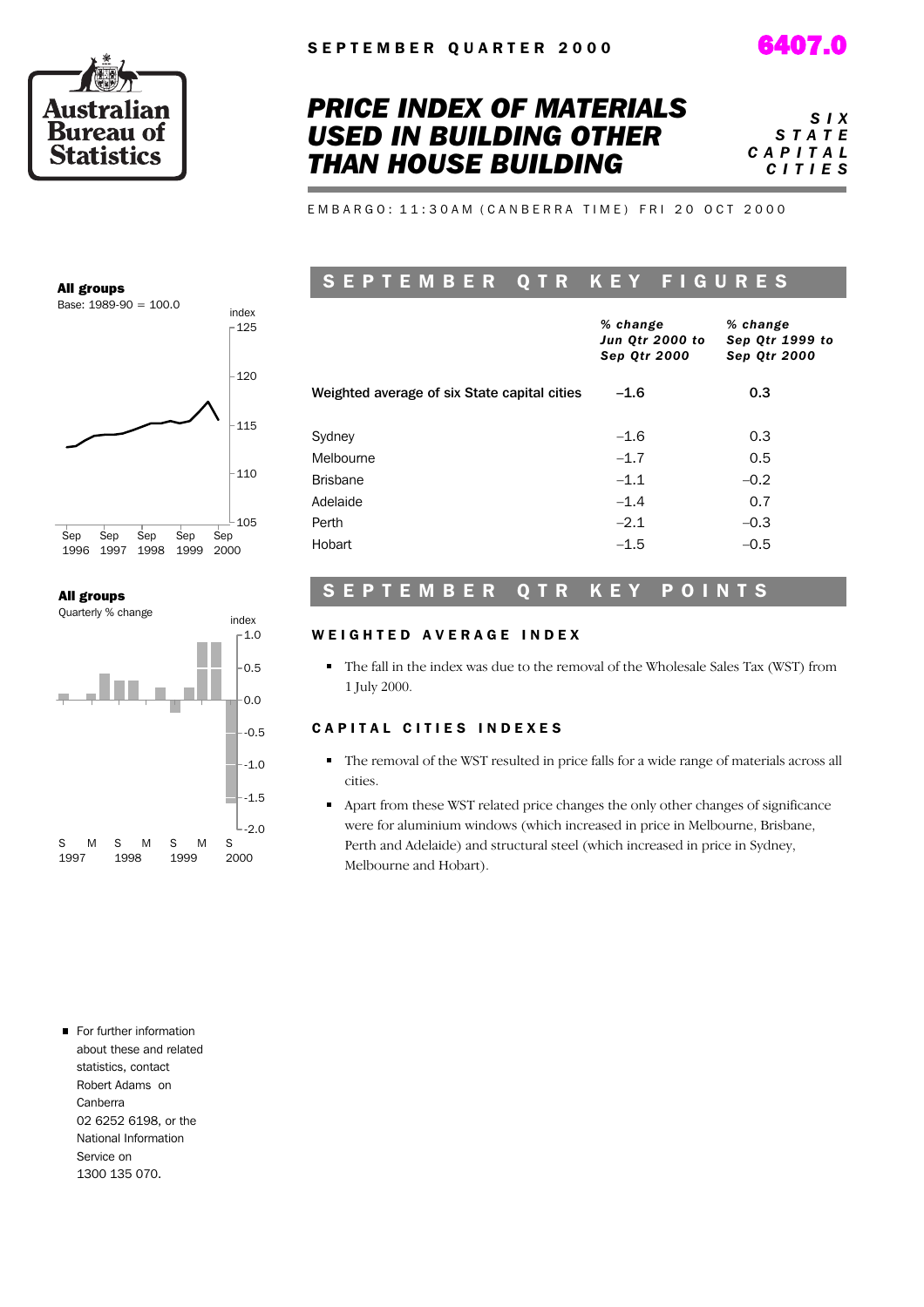SEPTEMBER QUARTER 2000

6407.0

# PRICE INDEX OF MATERIALS USED IN BUILDING OTHER THAN HOUSE BUILDING

*SIX STATE CAPITAL CITIES*

EMBARGO: 11:30AM (CANBERRA TIME) FRI 20 OCT 2000

**All groups**
Base: 1989-90 = 100.0

**All groups**
Quarterly % change

## SEPTEMBER QTR KEY FIGURES

| | *% change Jun Qtr 2000 to Sep Qtr 2000* | *% change Sep Qtr 1999 to Sep Qtr 2000* |
|---|---|---|
| Weighted average of six State capital cities | –1.6 | 0.3 |
| Sydney | –1.6 | 0.3 |
| Melbourne | –1.7 | 0.5 |
| Brisbane | –1.1 | –0.2 |
| Adelaide | –1.4 | 0.7 |
| Perth | –2.1 | –0.3 |
| Hobart | –1.5 | –0.5 |

## SEPTEMBER QTR KEY POINTS

### WEIGHTED AVERAGE INDEX

- The fall in the index was due to the removal of the Wholesale Sales Tax (WST) from 1 July 2000.

### CAPITAL CITIES INDEXES

- The removal of the WST resulted in price falls for a wide range of materials across all cities.
- Apart from these WST related price changes the only other changes of significance were for aluminium windows (which increased in price in Melbourne, Brisbane, Perth and Adelaide) and structural steel (which increased in price in Sydney, Melbourne and Hobart).

- For further information about these and related statistics, contact Robert Adams on Canberra 02 6252 6198, or the National Information Service on 1300 135 070.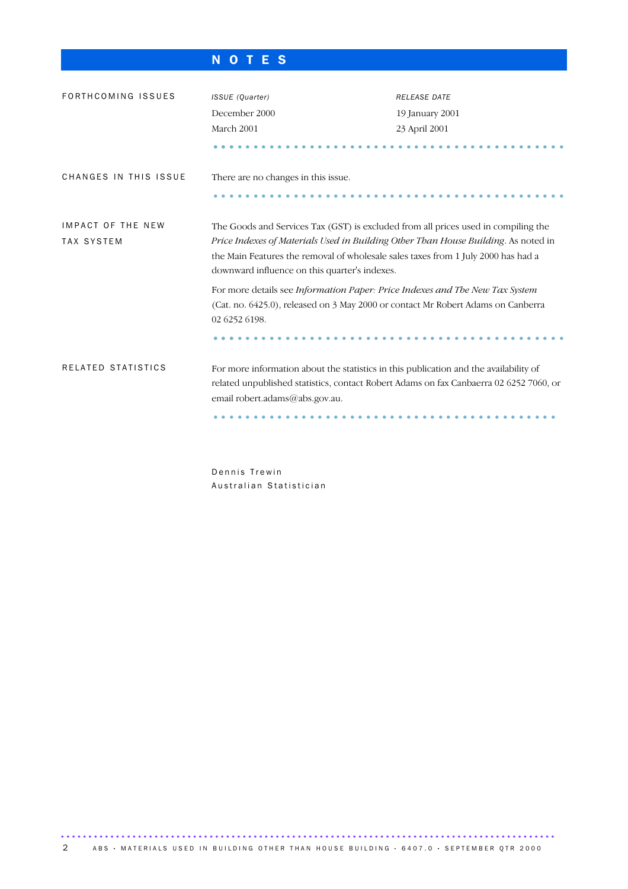# NOTES

## FORTHCOMING ISSUES

| *ISSUE (Quarter)* | *RELEASE DATE* |
|---|---|
| December 2000 | 19 January 2001 |
| March 2001 | 23 April 2001 |

## CHANGES IN THIS ISSUE

There are no changes in this issue.

## IMPACT OF THE NEW TAX SYSTEM

The Goods and Services Tax (GST) is excluded from all prices used in compiling the *Price Indexes of Materials Used in Building Other Than House Building*. As noted in the Main Features the removal of wholesale sales taxes from 1 July 2000 has had a downward influence on this quarter's indexes.

For more details see *Information Paper: Price Indexes and The New Tax System* (Cat. no. 6425.0), released on 3 May 2000 or contact Mr Robert Adams on Canberra 02 6252 6198.

## RELATED STATISTICS

For more information about the statistics in this publication and the availability of related unpublished statistics, contact Robert Adams on fax Canbaerra 02 6252 7060, or email robert.adams@abs.gov.au.

Dennis Trewin
Australian Statistician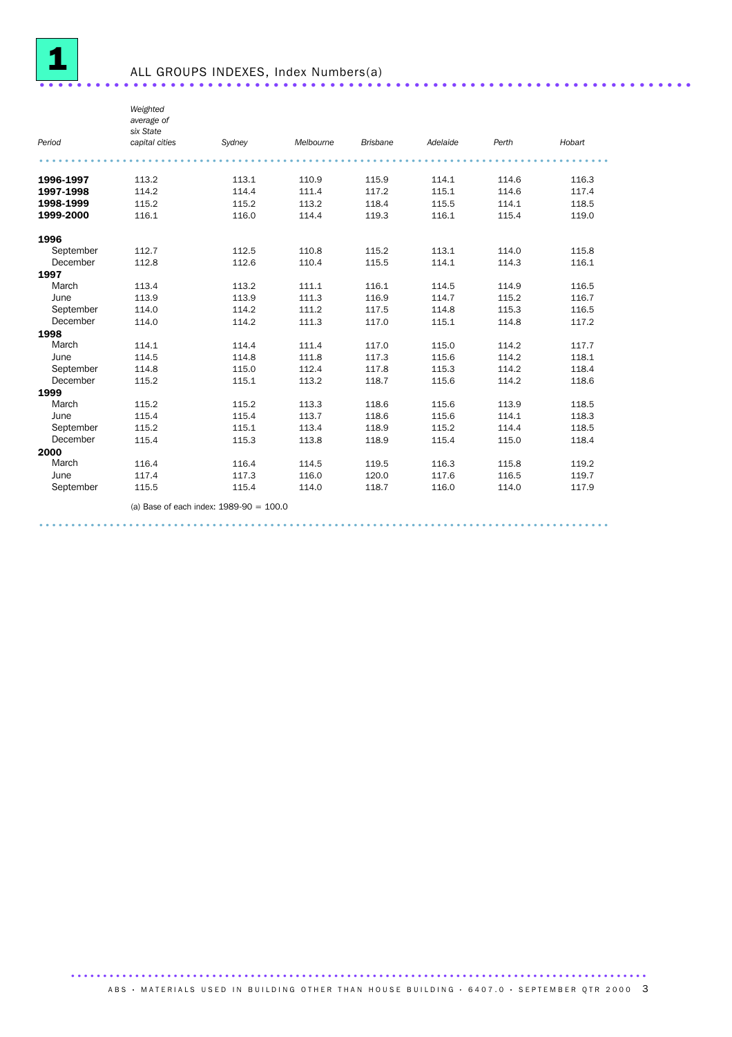# 1 ALL GROUPS INDEXES, Index Numbers(a)

| *Period* | *Weighted average of six State capital cities* | *Sydney* | *Melbourne* | *Brisbane* | *Adelaide* | *Perth* | *Hobart* |
|---|---|---|---|---|---|---|---|
| **1996-1997** | 113.2 | 113.1 | 110.9 | 115.9 | 114.1 | 114.6 | 116.3 |
| **1997-1998** | 114.2 | 114.4 | 111.4 | 117.2 | 115.1 | 114.6 | 117.4 |
| **1998-1999** | 115.2 | 115.2 | 113.2 | 118.4 | 115.5 | 114.1 | 118.5 |
| **1999-2000** | 116.1 | 116.0 | 114.4 | 119.3 | 116.1 | 115.4 | 119.0 |
| **1996** | | | | | | | |
| September | 112.7 | 112.5 | 110.8 | 115.2 | 113.1 | 114.0 | 115.8 |
| December | 112.8 | 112.6 | 110.4 | 115.5 | 114.1 | 114.3 | 116.1 |
| **1997** | | | | | | | |
| March | 113.4 | 113.2 | 111.1 | 116.1 | 114.5 | 114.9 | 116.5 |
| June | 113.9 | 113.9 | 111.3 | 116.9 | 114.7 | 115.2 | 116.7 |
| September | 114.0 | 114.2 | 111.2 | 117.5 | 114.8 | 115.3 | 116.5 |
| December | 114.0 | 114.2 | 111.3 | 117.0 | 115.1 | 114.8 | 117.2 |
| **1998** | | | | | | | |
| March | 114.1 | 114.4 | 111.4 | 117.0 | 115.0 | 114.2 | 117.7 |
| June | 114.5 | 114.8 | 111.8 | 117.3 | 115.6 | 114.2 | 118.1 |
| September | 114.8 | 115.0 | 112.4 | 117.8 | 115.3 | 114.2 | 118.4 |
| December | 115.2 | 115.1 | 113.2 | 118.7 | 115.6 | 114.2 | 118.6 |
| **1999** | | | | | | | |
| March | 115.2 | 115.2 | 113.3 | 118.6 | 115.6 | 113.9 | 118.5 |
| June | 115.4 | 115.4 | 113.7 | 118.6 | 115.6 | 114.1 | 118.3 |
| September | 115.2 | 115.1 | 113.4 | 118.9 | 115.2 | 114.4 | 118.5 |
| December | 115.4 | 115.3 | 113.8 | 118.9 | 115.4 | 115.0 | 118.4 |
| **2000** | | | | | | | |
| March | 116.4 | 116.4 | 114.5 | 119.5 | 116.3 | 115.8 | 119.2 |
| June | 117.4 | 117.3 | 116.0 | 120.0 | 117.6 | 116.5 | 119.7 |
| September | 115.5 | 115.4 | 114.0 | 118.7 | 116.0 | 114.0 | 117.9 |

(a) Base of each index: 1989-90 = 100.0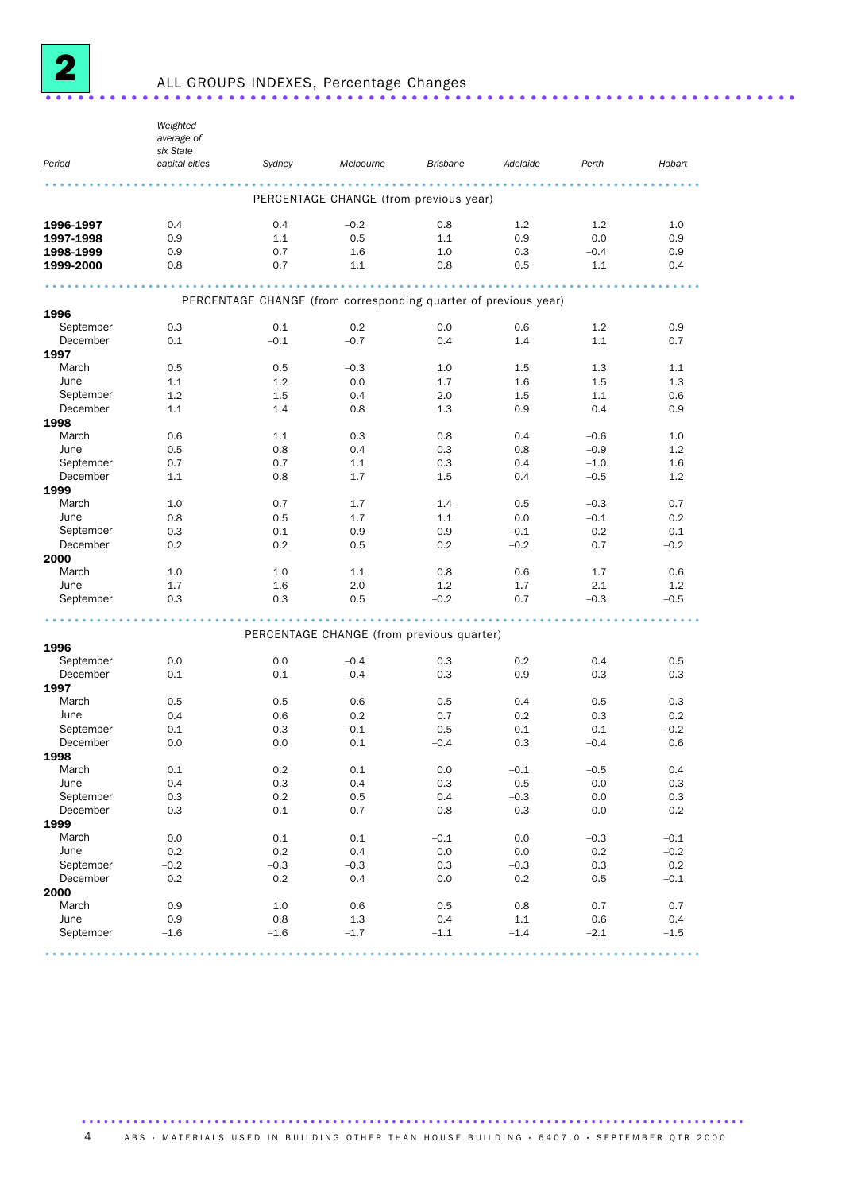## 2 ALL GROUPS INDEXES, Percentage Changes

| Period | Weighted average of six State capital cities | Sydney | Melbourne | Brisbane | Adelaide | Perth | Hobart |
|---|---|---|---|---|---|---|---|
| PERCENTAGE CHANGE (from previous year) | | | | | | | |
| **1996-1997** | 0.4 | 0.4 | –0.2 | 0.8 | 1.2 | 1.2 | 1.0 |
| **1997-1998** | 0.9 | 1.1 | 0.5 | 1.1 | 0.9 | 0.0 | 0.9 |
| **1998-1999** | 0.9 | 0.7 | 1.6 | 1.0 | 0.3 | –0.4 | 0.9 |
| **1999-2000** | 0.8 | 0.7 | 1.1 | 0.8 | 0.5 | 1.1 | 0.4 |
| PERCENTAGE CHANGE (from corresponding quarter of previous year) | | | | | | | |
| **1996** | | | | | | | |
| September | 0.3 | 0.1 | 0.2 | 0.0 | 0.6 | 1.2 | 0.9 |
| December | 0.1 | –0.1 | –0.7 | 0.4 | 1.4 | 1.1 | 0.7 |
| **1997** | | | | | | | |
| March | 0.5 | 0.5 | –0.3 | 1.0 | 1.5 | 1.3 | 1.1 |
| June | 1.1 | 1.2 | 0.0 | 1.7 | 1.6 | 1.5 | 1.3 |
| September | 1.2 | 1.5 | 0.4 | 2.0 | 1.5 | 1.1 | 0.6 |
| December | 1.1 | 1.4 | 0.8 | 1.3 | 0.9 | 0.4 | 0.9 |
| **1998** | | | | | | | |
| March | 0.6 | 1.1 | 0.3 | 0.8 | 0.4 | –0.6 | 1.0 |
| June | 0.5 | 0.8 | 0.4 | 0.3 | 0.8 | –0.9 | 1.2 |
| September | 0.7 | 0.7 | 1.1 | 0.3 | 0.4 | –1.0 | 1.6 |
| December | 1.1 | 0.8 | 1.7 | 1.5 | 0.4 | –0.5 | 1.2 |
| **1999** | | | | | | | |
| March | 1.0 | 0.7 | 1.7 | 1.4 | 0.5 | –0.3 | 0.7 |
| June | 0.8 | 0.5 | 1.7 | 1.1 | 0.0 | –0.1 | 0.2 |
| September | 0.3 | 0.1 | 0.9 | 0.9 | –0.1 | 0.2 | 0.1 |
| December | 0.2 | 0.2 | 0.5 | 0.2 | –0.2 | 0.7 | –0.2 |
| **2000** | | | | | | | |
| March | 1.0 | 1.0 | 1.1 | 0.8 | 0.6 | 1.7 | 0.6 |
| June | 1.7 | 1.6 | 2.0 | 1.2 | 1.7 | 2.1 | 1.2 |
| September | 0.3 | 0.3 | 0.5 | –0.2 | 0.7 | –0.3 | –0.5 |
| PERCENTAGE CHANGE (from previous quarter) | | | | | | | |
| **1996** | | | | | | | |
| September | 0.0 | 0.0 | –0.4 | 0.3 | 0.2 | 0.4 | 0.5 |
| December | 0.1 | 0.1 | –0.4 | 0.3 | 0.9 | 0.3 | 0.3 |
| **1997** | | | | | | | |
| March | 0.5 | 0.5 | 0.6 | 0.5 | 0.4 | 0.5 | 0.3 |
| June | 0.4 | 0.6 | 0.2 | 0.7 | 0.2 | 0.3 | 0.2 |
| September | 0.1 | 0.3 | –0.1 | 0.5 | 0.1 | 0.1 | –0.2 |
| December | 0.0 | 0.0 | 0.1 | –0.4 | 0.3 | –0.4 | 0.6 |
| **1998** | | | | | | | |
| March | 0.1 | 0.2 | 0.1 | 0.0 | –0.1 | –0.5 | 0.4 |
| June | 0.4 | 0.3 | 0.4 | 0.3 | 0.5 | 0.0 | 0.3 |
| September | 0.3 | 0.2 | 0.5 | 0.4 | –0.3 | 0.0 | 0.3 |
| December | 0.3 | 0.1 | 0.7 | 0.8 | 0.3 | 0.0 | 0.2 |
| **1999** | | | | | | | |
| March | 0.0 | 0.1 | 0.1 | –0.1 | 0.0 | –0.3 | –0.1 |
| June | 0.2 | 0.2 | 0.4 | 0.0 | 0.0 | 0.2 | –0.2 |
| September | –0.2 | –0.3 | –0.3 | 0.3 | –0.3 | 0.3 | 0.2 |
| December | 0.2 | 0.2 | 0.4 | 0.0 | 0.2 | 0.5 | –0.1 |
| **2000** | | | | | | | |
| March | 0.9 | 1.0 | 0.6 | 0.5 | 0.8 | 0.7 | 0.7 |
| June | 0.9 | 0.8 | 1.3 | 0.4 | 1.1 | 0.6 | 0.4 |
| September | –1.6 | –1.6 | –1.7 | –1.1 | –1.4 | –2.1 | –1.5 |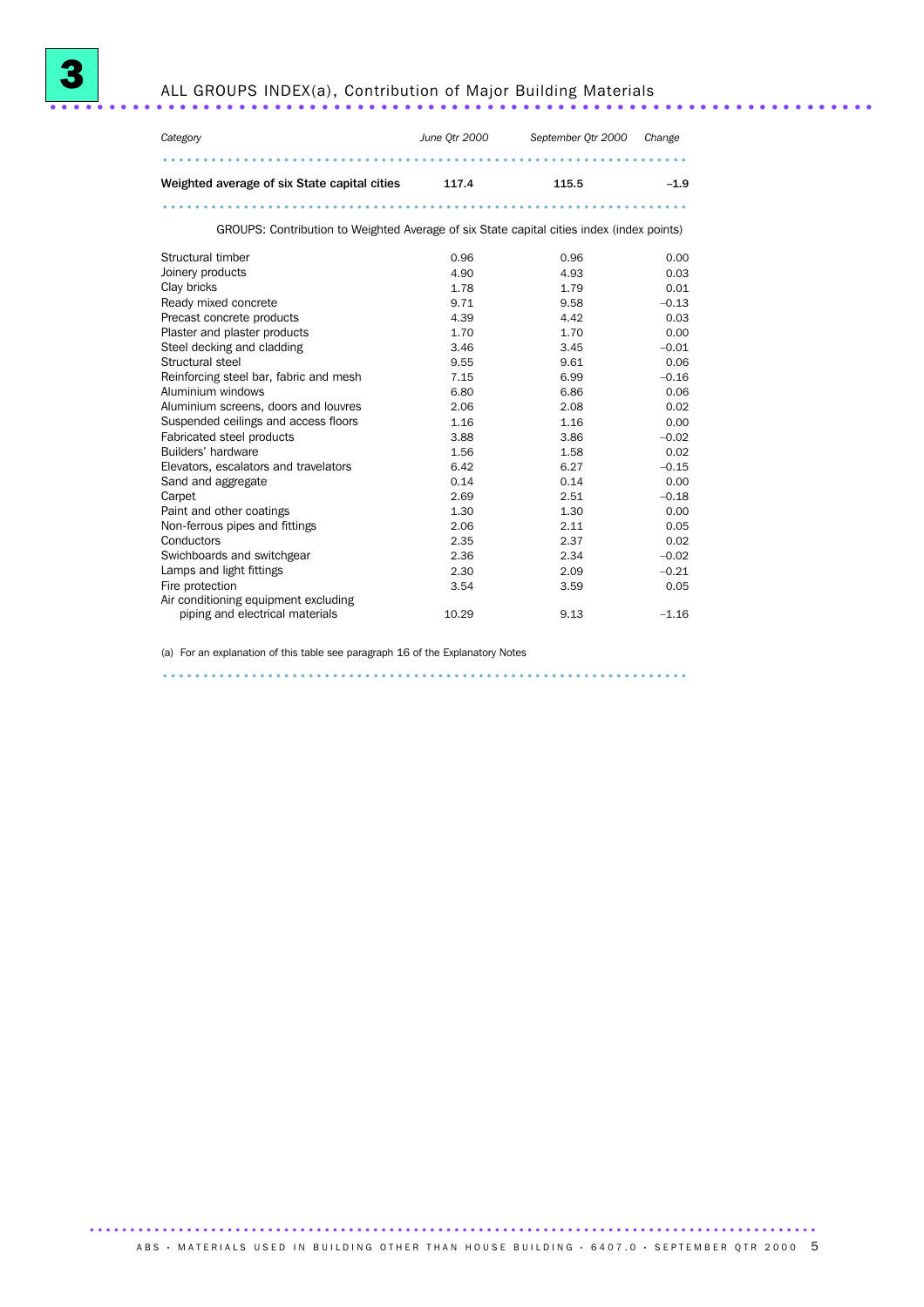# 3 ALL GROUPS INDEX(a), Contribution of Major Building Materials

| *Category* | *June Qtr 2000* | *September Qtr 2000* | *Change* |
|---|---|---|---|
| **Weighted average of six State capital cities** | **117.4** | **115.5** | **–1.9** |
| GROUPS: Contribution to Weighted Average of six State capital cities index (index points) | | | |
| Structural timber | 0.96 | 0.96 | 0.00 |
| Joinery products | 4.90 | 4.93 | 0.03 |
| Clay bricks | 1.78 | 1.79 | 0.01 |
| Ready mixed concrete | 9.71 | 9.58 | –0.13 |
| Precast concrete products | 4.39 | 4.42 | 0.03 |
| Plaster and plaster products | 1.70 | 1.70 | 0.00 |
| Steel decking and cladding | 3.46 | 3.45 | –0.01 |
| Structural steel | 9.55 | 9.61 | 0.06 |
| Reinforcing steel bar, fabric and mesh | 7.15 | 6.99 | –0.16 |
| Aluminium windows | 6.80 | 6.86 | 0.06 |
| Aluminium screens, doors and louvres | 2.06 | 2.08 | 0.02 |
| Suspended ceilings and access floors | 1.16 | 1.16 | 0.00 |
| Fabricated steel products | 3.88 | 3.86 | –0.02 |
| Builders' hardware | 1.56 | 1.58 | 0.02 |
| Elevators, escalators and travelators | 6.42 | 6.27 | –0.15 |
| Sand and aggregate | 0.14 | 0.14 | 0.00 |
| Carpet | 2.69 | 2.51 | –0.18 |
| Paint and other coatings | 1.30 | 1.30 | 0.00 |
| Non-ferrous pipes and fittings | 2.06 | 2.11 | 0.05 |
| Conductors | 2.35 | 2.37 | 0.02 |
| Swichboards and switchgear | 2.36 | 2.34 | –0.02 |
| Lamps and light fittings | 2.30 | 2.09 | –0.21 |
| Fire protection | 3.54 | 3.59 | 0.05 |
| Air conditioning equipment excluding piping and electrical materials | 10.29 | 9.13 | –1.16 |

(a) For an explanation of this table see paragraph 16 of the Explanatory Notes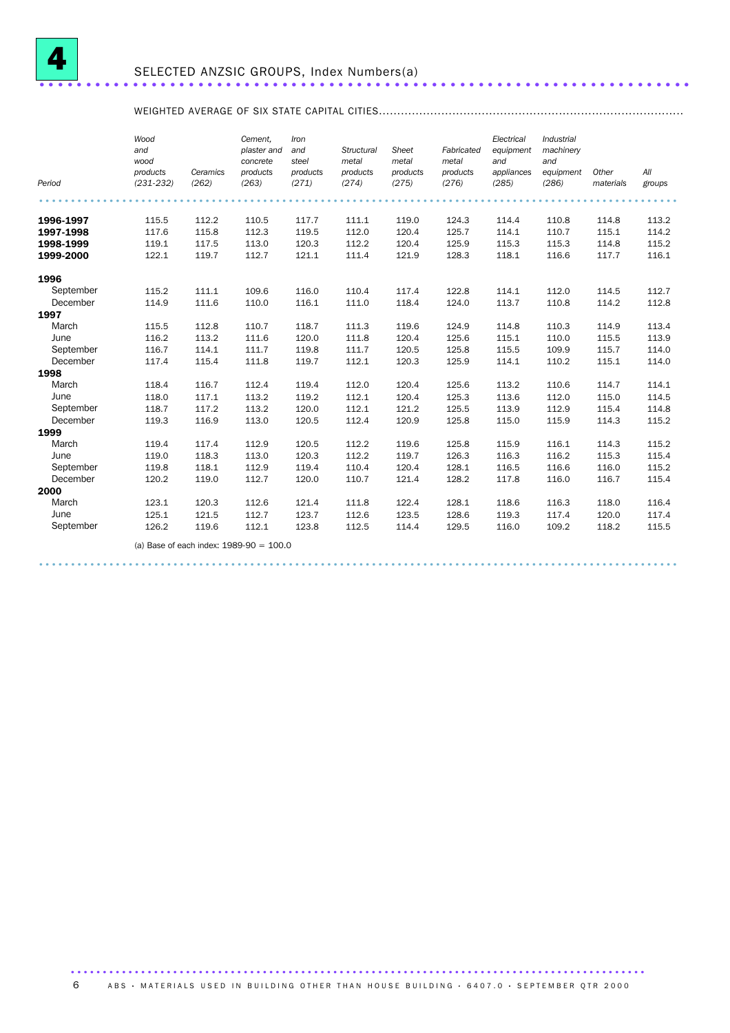# 4 SELECTED ANZSIC GROUPS, Index Numbers(a)

WEIGHTED AVERAGE OF SIX STATE CAPITAL CITIES

| Period | Wood and wood products (231-232) | Ceramics (262) | Cement, plaster and concrete products (263) | Iron and steel products (271) | Structural metal products (274) | Sheet metal products (275) | Fabricated metal products (276) | Electrical equipment and appliances (285) | Industrial machinery and equipment (286) | Other materials | All groups |
|---|---|---|---|---|---|---|---|---|---|---|---|
| **1996-1997** | 115.5 | 112.2 | 110.5 | 117.7 | 111.1 | 119.0 | 124.3 | 114.4 | 110.8 | 114.8 | 113.2 |
| **1997-1998** | 117.6 | 115.8 | 112.3 | 119.5 | 112.0 | 120.4 | 125.7 | 114.1 | 110.7 | 115.1 | 114.2 |
| **1998-1999** | 119.1 | 117.5 | 113.0 | 120.3 | 112.2 | 120.4 | 125.9 | 115.3 | 115.3 | 114.8 | 115.2 |
| **1999-2000** | 122.1 | 119.7 | 112.7 | 121.1 | 111.4 | 121.9 | 128.3 | 118.1 | 116.6 | 117.7 | 116.1 |
| **1996** | | | | | | | | | | | |
| September | 115.2 | 111.1 | 109.6 | 116.0 | 110.4 | 117.4 | 122.8 | 114.1 | 112.0 | 114.5 | 112.7 |
| December | 114.9 | 111.6 | 110.0 | 116.1 | 111.0 | 118.4 | 124.0 | 113.7 | 110.8 | 114.2 | 112.8 |
| **1997** | | | | | | | | | | | |
| March | 115.5 | 112.8 | 110.7 | 118.7 | 111.3 | 119.6 | 124.9 | 114.8 | 110.3 | 114.9 | 113.4 |
| June | 116.2 | 113.2 | 111.6 | 120.0 | 111.8 | 120.4 | 125.6 | 115.1 | 110.0 | 115.5 | 113.9 |
| September | 116.7 | 114.1 | 111.7 | 119.8 | 111.7 | 120.5 | 125.8 | 115.5 | 109.9 | 115.7 | 114.0 |
| December | 117.4 | 115.4 | 111.8 | 119.7 | 112.1 | 120.3 | 125.9 | 114.1 | 110.2 | 115.1 | 114.0 |
| **1998** | | | | | | | | | | | |
| March | 118.4 | 116.7 | 112.4 | 119.4 | 112.0 | 120.4 | 125.6 | 113.2 | 110.6 | 114.7 | 114.1 |
| June | 118.0 | 117.1 | 113.2 | 119.2 | 112.1 | 120.4 | 125.3 | 113.6 | 112.0 | 115.0 | 114.5 |
| September | 118.7 | 117.2 | 113.2 | 120.0 | 112.1 | 121.2 | 125.5 | 113.9 | 112.9 | 115.4 | 114.8 |
| December | 119.3 | 116.9 | 113.0 | 120.5 | 112.4 | 120.9 | 125.8 | 115.0 | 115.9 | 114.3 | 115.2 |
| **1999** | | | | | | | | | | | |
| March | 119.4 | 117.4 | 112.9 | 120.5 | 112.2 | 119.6 | 125.8 | 115.9 | 116.1 | 114.3 | 115.2 |
| June | 119.0 | 118.3 | 113.0 | 120.3 | 112.2 | 119.7 | 126.3 | 116.3 | 116.2 | 115.3 | 115.4 |
| September | 119.8 | 118.1 | 112.9 | 119.4 | 110.4 | 120.4 | 128.1 | 116.5 | 116.6 | 116.0 | 115.2 |
| December | 120.2 | 119.0 | 112.7 | 120.0 | 110.7 | 121.4 | 128.2 | 117.8 | 116.0 | 116.7 | 115.4 |
| **2000** | | | | | | | | | | | |
| March | 123.1 | 120.3 | 112.6 | 121.4 | 111.8 | 122.4 | 128.1 | 118.6 | 116.3 | 118.0 | 116.4 |
| June | 125.1 | 121.5 | 112.7 | 123.7 | 112.6 | 123.5 | 128.6 | 119.3 | 117.4 | 120.0 | 117.4 |
| September | 126.2 | 119.6 | 112.1 | 123.8 | 112.5 | 114.4 | 129.5 | 116.0 | 109.2 | 118.2 | 115.5 |

(a) Base of each index: 1989-90 = 100.0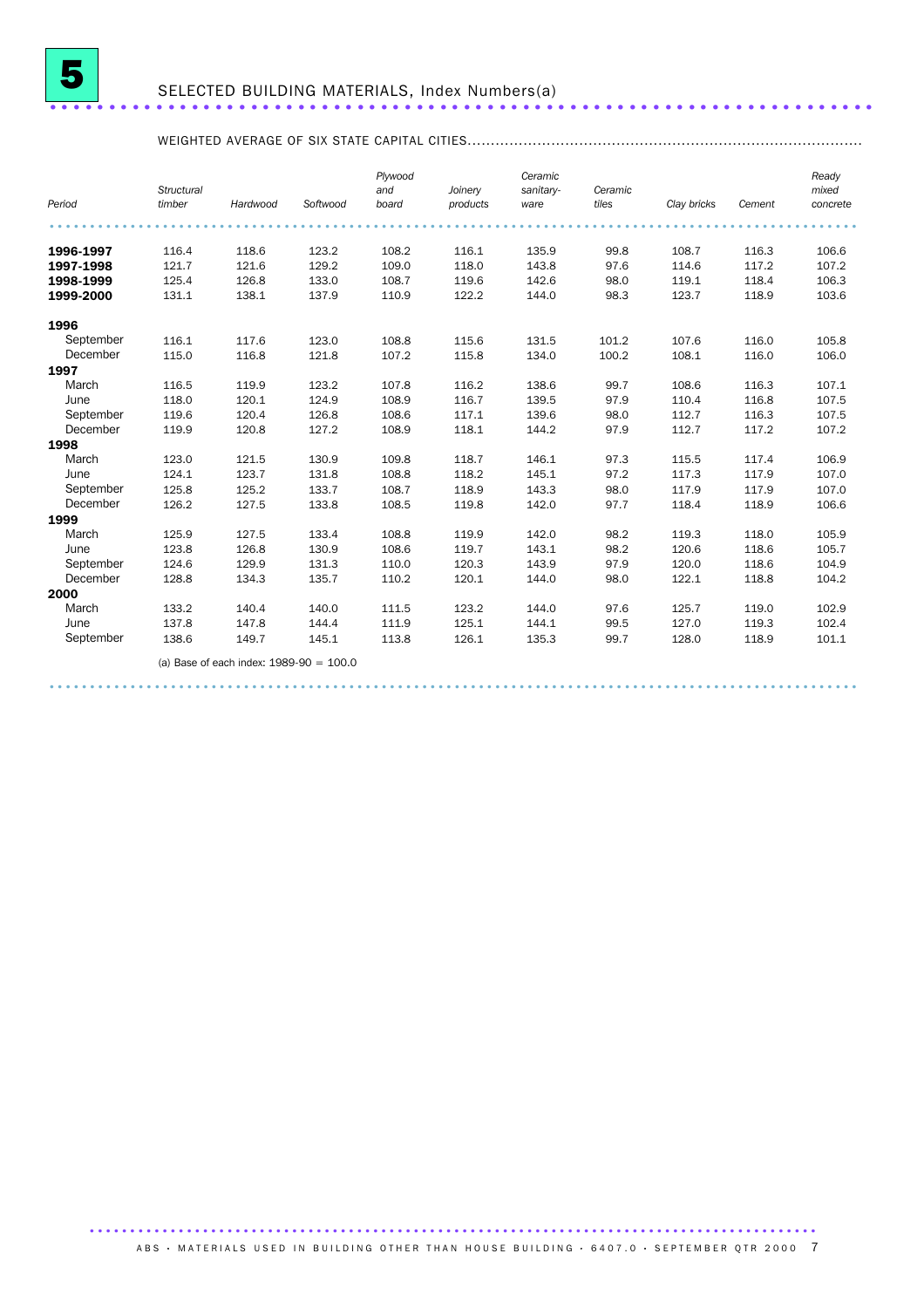# 5 SELECTED BUILDING MATERIALS, Index Numbers(a)

WEIGHTED AVERAGE OF SIX STATE CAPITAL CITIES

| *Period* | *Structural timber* | *Hardwood* | *Softwood* | *Plywood and board* | *Joinery products* | *Ceramic sanitary-ware* | *Ceramic tiles* | *Clay bricks* | *Cement* | *Ready mixed concrete* |
|---|---|---|---|---|---|---|---|---|---|---|
| **1996-1997** | 116.4 | 118.6 | 123.2 | 108.2 | 116.1 | 135.9 | 99.8 | 108.7 | 116.3 | 106.6 |
| **1997-1998** | 121.7 | 121.6 | 129.2 | 109.0 | 118.0 | 143.8 | 97.6 | 114.6 | 117.2 | 107.2 |
| **1998-1999** | 125.4 | 126.8 | 133.0 | 108.7 | 119.6 | 142.6 | 98.0 | 119.1 | 118.4 | 106.3 |
| **1999-2000** | 131.1 | 138.1 | 137.9 | 110.9 | 122.2 | 144.0 | 98.3 | 123.7 | 118.9 | 103.6 |
| **1996** | | | | | | | | | | |
| September | 116.1 | 117.6 | 123.0 | 108.8 | 115.6 | 131.5 | 101.2 | 107.6 | 116.0 | 105.8 |
| December | 115.0 | 116.8 | 121.8 | 107.2 | 115.8 | 134.0 | 100.2 | 108.1 | 116.0 | 106.0 |
| **1997** | | | | | | | | | | |
| March | 116.5 | 119.9 | 123.2 | 107.8 | 116.2 | 138.6 | 99.7 | 108.6 | 116.3 | 107.1 |
| June | 118.0 | 120.1 | 124.9 | 108.9 | 116.7 | 139.5 | 97.9 | 110.4 | 116.8 | 107.5 |
| September | 119.6 | 120.4 | 126.8 | 108.6 | 117.1 | 139.6 | 98.0 | 112.7 | 116.3 | 107.5 |
| December | 119.9 | 120.8 | 127.2 | 108.9 | 118.1 | 144.2 | 97.9 | 112.7 | 117.2 | 107.2 |
| **1998** | | | | | | | | | | |
| March | 123.0 | 121.5 | 130.9 | 109.8 | 118.7 | 146.1 | 97.3 | 115.5 | 117.4 | 106.9 |
| June | 124.1 | 123.7 | 131.8 | 108.8 | 118.2 | 145.1 | 97.2 | 117.3 | 117.9 | 107.0 |
| September | 125.8 | 125.2 | 133.7 | 108.7 | 118.9 | 143.3 | 98.0 | 117.9 | 117.9 | 107.0 |
| December | 126.2 | 127.5 | 133.8 | 108.5 | 119.8 | 142.0 | 97.7 | 118.4 | 118.9 | 106.6 |
| **1999** | | | | | | | | | | |
| March | 125.9 | 127.5 | 133.4 | 108.8 | 119.9 | 142.0 | 98.2 | 119.3 | 118.0 | 105.9 |
| June | 123.8 | 126.8 | 130.9 | 108.6 | 119.7 | 143.1 | 98.2 | 120.6 | 118.6 | 105.7 |
| September | 124.6 | 129.9 | 131.3 | 110.0 | 120.3 | 143.9 | 97.9 | 120.0 | 118.6 | 104.9 |
| December | 128.8 | 134.3 | 135.7 | 110.2 | 120.1 | 144.0 | 98.0 | 122.1 | 118.8 | 104.2 |
| **2000** | | | | | | | | | | |
| March | 133.2 | 140.4 | 140.0 | 111.5 | 123.2 | 144.0 | 97.6 | 125.7 | 119.0 | 102.9 |
| June | 137.8 | 147.8 | 144.4 | 111.9 | 125.1 | 144.1 | 99.5 | 127.0 | 119.3 | 102.4 |
| September | 138.6 | 149.7 | 145.1 | 113.8 | 126.1 | 135.3 | 99.7 | 128.0 | 118.9 | 101.1 |

(a) Base of each index: 1989-90 = 100.0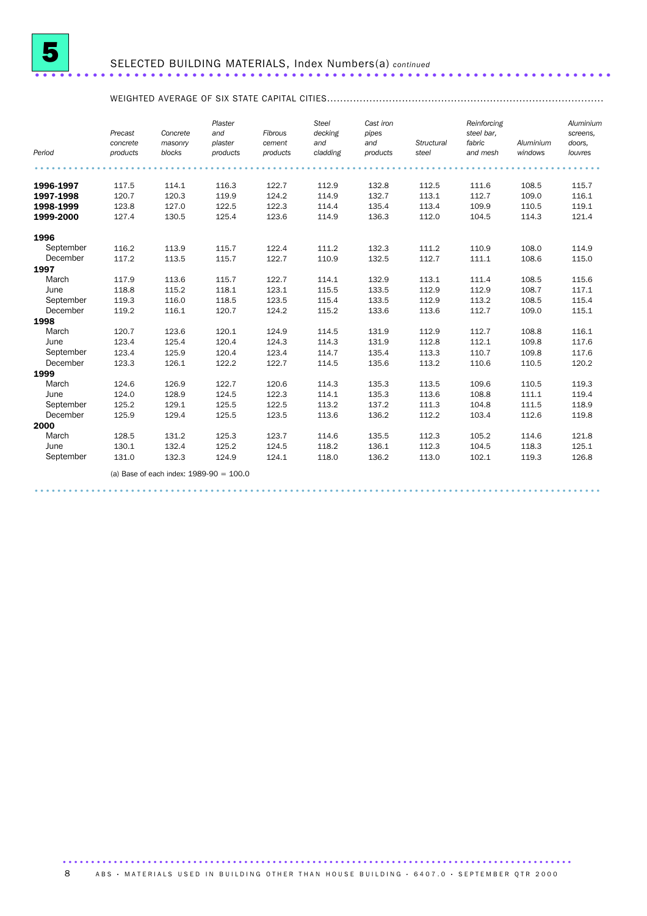# 5 SELECTED BUILDING MATERIALS, Index Numbers(a) *continued*

WEIGHTED AVERAGE OF SIX STATE CAPITAL CITIES

| *Period* | *Precast concrete products* | *Concrete masonry blocks* | *Plaster and plaster products* | *Fibrous cement products* | *Steel decking and cladding* | *Cast iron pipes and products* | *Structural steel* | *Reinforcing steel bar, fabric and mesh* | *Aluminium windows* | *Aluminium screens, doors, louvres* |
|---|---|---|---|---|---|---|---|---|---|---|
| **1996-1997** | 117.5 | 114.1 | 116.3 | 122.7 | 112.9 | 132.8 | 112.5 | 111.6 | 108.5 | 115.7 |
| **1997-1998** | 120.7 | 120.3 | 119.9 | 124.2 | 114.9 | 132.7 | 113.1 | 112.7 | 109.0 | 116.1 |
| **1998-1999** | 123.8 | 127.0 | 122.5 | 122.3 | 114.4 | 135.4 | 113.4 | 109.9 | 110.5 | 119.1 |
| **1999-2000** | 127.4 | 130.5 | 125.4 | 123.6 | 114.9 | 136.3 | 112.0 | 104.5 | 114.3 | 121.4 |
| **1996** | | | | | | | | | | |
| September | 116.2 | 113.9 | 115.7 | 122.4 | 111.2 | 132.3 | 111.2 | 110.9 | 108.0 | 114.9 |
| December | 117.2 | 113.5 | 115.7 | 122.7 | 110.9 | 132.5 | 112.7 | 111.1 | 108.6 | 115.0 |
| **1997** | | | | | | | | | | |
| March | 117.9 | 113.6 | 115.7 | 122.7 | 114.1 | 132.9 | 113.1 | 111.4 | 108.5 | 115.6 |
| June | 118.8 | 115.2 | 118.1 | 123.1 | 115.5 | 133.5 | 112.9 | 112.9 | 108.7 | 117.1 |
| September | 119.3 | 116.0 | 118.5 | 123.5 | 115.4 | 133.5 | 112.9 | 113.2 | 108.5 | 115.4 |
| December | 119.2 | 116.1 | 120.7 | 124.2 | 115.2 | 133.6 | 113.6 | 112.7 | 109.0 | 115.1 |
| **1998** | | | | | | | | | | |
| March | 120.7 | 123.6 | 120.1 | 124.9 | 114.5 | 131.9 | 112.9 | 112.7 | 108.8 | 116.1 |
| June | 123.4 | 125.4 | 120.4 | 124.3 | 114.3 | 131.9 | 112.8 | 112.1 | 109.8 | 117.6 |
| September | 123.4 | 125.9 | 120.4 | 123.4 | 114.7 | 135.4 | 113.3 | 110.7 | 109.8 | 117.6 |
| December | 123.3 | 126.1 | 122.2 | 122.7 | 114.5 | 135.6 | 113.2 | 110.6 | 110.5 | 120.2 |
| **1999** | | | | | | | | | | |
| March | 124.6 | 126.9 | 122.7 | 120.6 | 114.3 | 135.3 | 113.5 | 109.6 | 110.5 | 119.3 |
| June | 124.0 | 128.9 | 124.5 | 122.3 | 114.1 | 135.3 | 113.6 | 108.8 | 111.1 | 119.4 |
| September | 125.2 | 129.1 | 125.5 | 122.5 | 113.2 | 137.2 | 111.3 | 104.8 | 111.5 | 118.9 |
| December | 125.9 | 129.4 | 125.5 | 123.5 | 113.6 | 136.2 | 112.2 | 103.4 | 112.6 | 119.8 |
| **2000** | | | | | | | | | | |
| March | 128.5 | 131.2 | 125.3 | 123.7 | 114.6 | 135.5 | 112.3 | 105.2 | 114.6 | 121.8 |
| June | 130.1 | 132.4 | 125.2 | 124.5 | 118.2 | 136.1 | 112.3 | 104.5 | 118.3 | 125.1 |
| September | 131.0 | 132.3 | 124.9 | 124.1 | 118.0 | 136.2 | 113.0 | 102.1 | 119.3 | 126.8 |

(a) Base of each index: 1989-90 = 100.0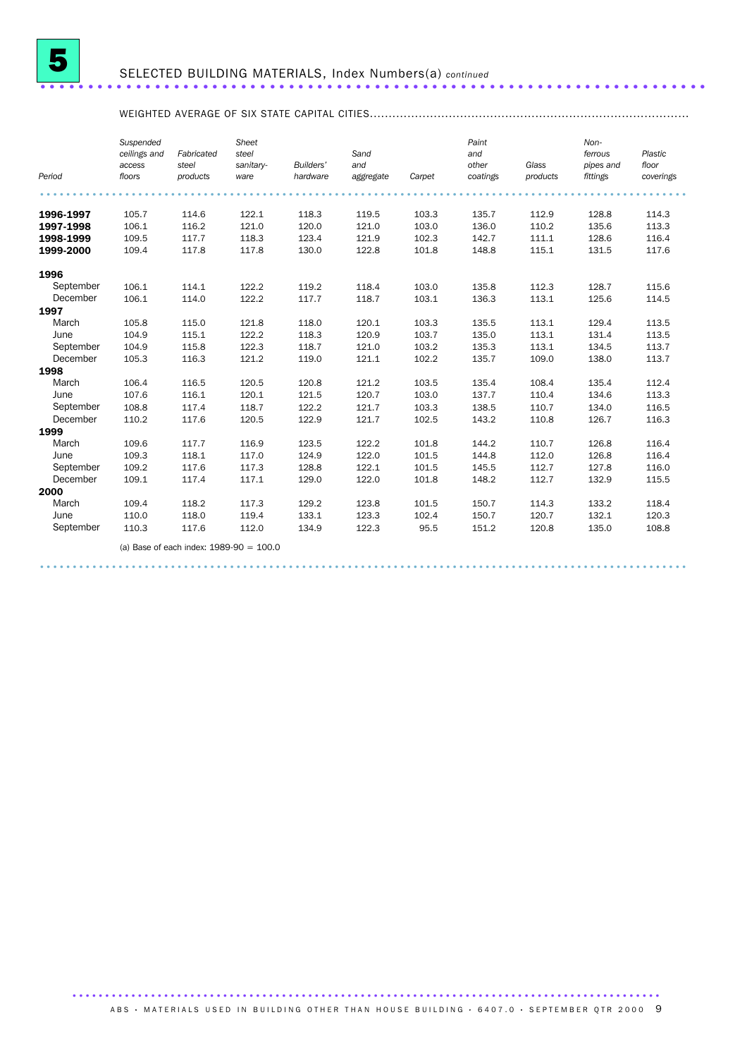# 5 SELECTED BUILDING MATERIALS, Index Numbers(a) *continued*

WEIGHTED AVERAGE OF SIX STATE CAPITAL CITIES

| *Period* | *Suspended ceilings and access floors* | *Fabricated steel products* | *Sheet steel sanitary-ware* | *Builders' hardware* | *Sand and aggregate* | *Carpet* | *Paint and other coatings* | *Glass products* | *Non-ferrous pipes and fittings* | *Plastic floor coverings* |
|---|---|---|---|---|---|---|---|---|---|---|
| **1996-1997** | 105.7 | 114.6 | 122.1 | 118.3 | 119.5 | 103.3 | 135.7 | 112.9 | 128.8 | 114.3 |
| **1997-1998** | 106.1 | 116.2 | 121.0 | 120.0 | 121.0 | 103.0 | 136.0 | 110.2 | 135.6 | 113.3 |
| **1998-1999** | 109.5 | 117.7 | 118.3 | 123.4 | 121.9 | 102.3 | 142.7 | 111.1 | 128.6 | 116.4 |
| **1999-2000** | 109.4 | 117.8 | 117.8 | 130.0 | 122.8 | 101.8 | 148.8 | 115.1 | 131.5 | 117.6 |
| **1996** | | | | | | | | | | |
| September | 106.1 | 114.1 | 122.2 | 119.2 | 118.4 | 103.0 | 135.8 | 112.3 | 128.7 | 115.6 |
| December | 106.1 | 114.0 | 122.2 | 117.7 | 118.7 | 103.1 | 136.3 | 113.1 | 125.6 | 114.5 |
| **1997** | | | | | | | | | | |
| March | 105.8 | 115.0 | 121.8 | 118.0 | 120.1 | 103.3 | 135.5 | 113.1 | 129.4 | 113.5 |
| June | 104.9 | 115.1 | 122.2 | 118.3 | 120.9 | 103.7 | 135.0 | 113.1 | 131.4 | 113.5 |
| September | 104.9 | 115.8 | 122.3 | 118.7 | 121.0 | 103.2 | 135.3 | 113.1 | 134.5 | 113.7 |
| December | 105.3 | 116.3 | 121.2 | 119.0 | 121.1 | 102.2 | 135.7 | 109.0 | 138.0 | 113.7 |
| **1998** | | | | | | | | | | |
| March | 106.4 | 116.5 | 120.5 | 120.8 | 121.2 | 103.5 | 135.4 | 108.4 | 135.4 | 112.4 |
| June | 107.6 | 116.1 | 120.1 | 121.5 | 120.7 | 103.0 | 137.7 | 110.4 | 134.6 | 113.3 |
| September | 108.8 | 117.4 | 118.7 | 122.2 | 121.7 | 103.3 | 138.5 | 110.7 | 134.0 | 116.5 |
| December | 110.2 | 117.6 | 120.5 | 122.9 | 121.7 | 102.5 | 143.2 | 110.8 | 126.7 | 116.3 |
| **1999** | | | | | | | | | | |
| March | 109.6 | 117.7 | 116.9 | 123.5 | 122.2 | 101.8 | 144.2 | 110.7 | 126.8 | 116.4 |
| June | 109.3 | 118.1 | 117.0 | 124.9 | 122.0 | 101.5 | 144.8 | 112.0 | 126.8 | 116.4 |
| September | 109.2 | 117.6 | 117.3 | 128.8 | 122.1 | 101.5 | 145.5 | 112.7 | 127.8 | 116.0 |
| December | 109.1 | 117.4 | 117.1 | 129.0 | 122.0 | 101.8 | 148.2 | 112.7 | 132.9 | 115.5 |
| **2000** | | | | | | | | | | |
| March | 109.4 | 118.2 | 117.3 | 129.2 | 123.8 | 101.5 | 150.7 | 114.3 | 133.2 | 118.4 |
| June | 110.0 | 118.0 | 119.4 | 133.1 | 123.3 | 102.4 | 150.7 | 120.7 | 132.1 | 120.3 |
| September | 110.3 | 117.6 | 112.0 | 134.9 | 122.3 | 95.5 | 151.2 | 120.8 | 135.0 | 108.8 |

(a) Base of each index: 1989-90 = 100.0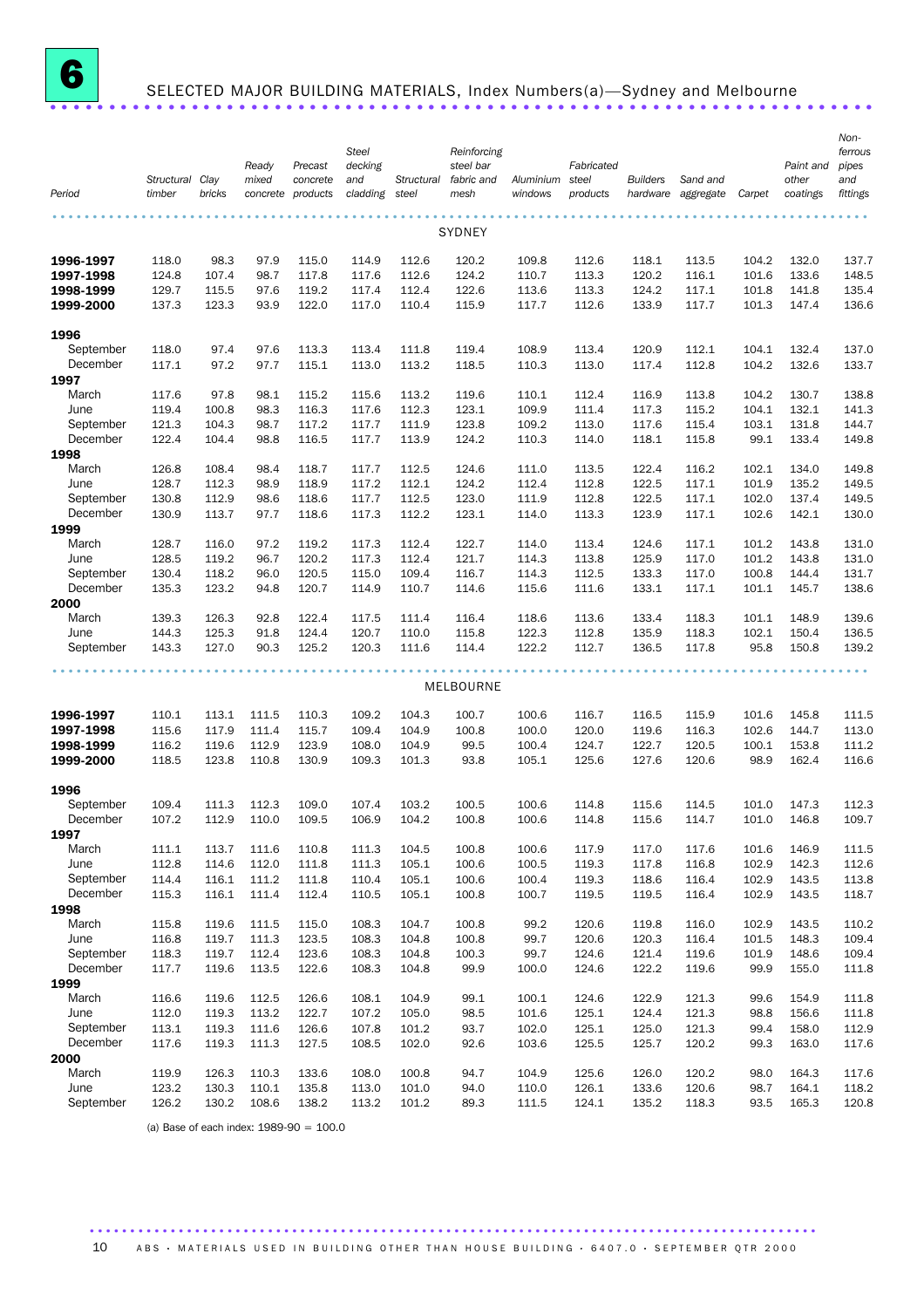# 6 SELECTED MAJOR BUILDING MATERIALS, Index Numbers(a)—Sydney and Melbourne

| Period | Structural timber | Clay bricks | Ready mixed concrete | Precast concrete products | Steel decking and cladding | Structural steel | Reinforcing steel bar fabric and mesh | Aluminium windows | Fabricated steel products | Builders hardware | Sand and aggregate | Carpet | Paint and other coatings | Non-ferrous pipes and fittings |
|---|---|---|---|---|---|---|---|---|---|---|---|---|---|---|
| **SYDNEY** | | | | | | | | | | | | | | |
| **1996-1997** | 118.0 | 98.3 | 97.9 | 115.0 | 114.9 | 112.6 | 120.2 | 109.8 | 112.6 | 118.1 | 113.5 | 104.2 | 132.0 | 137.7 |
| **1997-1998** | 124.8 | 107.4 | 98.7 | 117.8 | 117.6 | 112.6 | 124.2 | 110.7 | 113.3 | 120.2 | 116.1 | 101.6 | 133.6 | 148.5 |
| **1998-1999** | 129.7 | 115.5 | 97.6 | 119.2 | 117.4 | 112.4 | 122.6 | 113.6 | 113.3 | 124.2 | 117.1 | 101.8 | 141.8 | 135.4 |
| **1999-2000** | 137.3 | 123.3 | 93.9 | 122.0 | 117.0 | 110.4 | 115.9 | 117.7 | 112.6 | 133.9 | 117.7 | 101.3 | 147.4 | 136.6 |
| **1996** | | | | | | | | | | | | | | |
| September | 118.0 | 97.4 | 97.6 | 113.3 | 113.4 | 111.8 | 119.4 | 108.9 | 113.4 | 120.9 | 112.1 | 104.1 | 132.4 | 137.0 |
| December | 117.1 | 97.2 | 97.7 | 115.1 | 113.0 | 113.2 | 118.5 | 110.3 | 113.0 | 117.4 | 112.8 | 104.2 | 132.6 | 133.7 |
| **1997** | | | | | | | | | | | | | | |
| March | 117.6 | 97.8 | 98.1 | 115.2 | 115.6 | 113.2 | 119.6 | 110.1 | 112.4 | 116.9 | 113.8 | 104.2 | 130.7 | 138.8 |
| June | 119.4 | 100.8 | 98.3 | 116.3 | 117.6 | 112.3 | 123.1 | 109.9 | 111.4 | 117.3 | 115.2 | 104.1 | 132.1 | 141.3 |
| September | 121.3 | 104.3 | 98.7 | 117.2 | 117.7 | 111.9 | 123.8 | 109.2 | 113.0 | 117.6 | 115.4 | 103.1 | 131.8 | 144.7 |
| December | 122.4 | 104.4 | 98.8 | 116.5 | 117.7 | 113.9 | 124.2 | 110.3 | 114.0 | 118.1 | 115.8 | 99.1 | 133.4 | 149.8 |
| **1998** | | | | | | | | | | | | | | |
| March | 126.8 | 108.4 | 98.4 | 118.7 | 117.7 | 112.5 | 124.6 | 111.0 | 113.5 | 122.4 | 116.2 | 102.1 | 134.0 | 149.8 |
| June | 128.7 | 112.3 | 98.9 | 118.9 | 117.2 | 112.1 | 124.2 | 112.4 | 112.8 | 122.5 | 117.1 | 101.9 | 135.2 | 149.5 |
| September | 130.8 | 112.9 | 98.6 | 118.6 | 117.7 | 112.5 | 123.0 | 111.9 | 112.8 | 122.5 | 117.1 | 102.0 | 137.4 | 149.5 |
| December | 130.9 | 113.7 | 97.7 | 118.6 | 117.3 | 112.2 | 123.1 | 114.0 | 113.3 | 123.9 | 117.1 | 102.6 | 142.1 | 130.0 |
| **1999** | | | | | | | | | | | | | | |
| March | 128.7 | 116.0 | 97.2 | 119.2 | 117.3 | 112.4 | 122.7 | 114.0 | 113.4 | 124.6 | 117.1 | 101.2 | 143.8 | 131.0 |
| June | 128.5 | 119.2 | 96.7 | 120.2 | 117.3 | 112.4 | 121.7 | 114.3 | 113.8 | 125.9 | 117.0 | 101.2 | 143.8 | 131.0 |
| September | 130.4 | 118.2 | 96.0 | 120.5 | 115.0 | 109.4 | 116.7 | 114.3 | 112.5 | 133.3 | 117.0 | 100.8 | 144.4 | 131.7 |
| December | 135.3 | 123.2 | 94.8 | 120.7 | 114.9 | 110.7 | 114.6 | 115.6 | 111.6 | 133.1 | 117.1 | 101.1 | 145.7 | 138.6 |
| **2000** | | | | | | | | | | | | | | |
| March | 139.3 | 126.3 | 92.8 | 122.4 | 117.5 | 111.4 | 116.4 | 118.6 | 113.6 | 133.4 | 118.3 | 101.1 | 148.9 | 139.6 |
| June | 144.3 | 125.3 | 91.8 | 124.4 | 120.7 | 110.0 | 115.8 | 122.3 | 112.8 | 135.9 | 118.3 | 102.1 | 150.4 | 136.5 |
| September | 143.3 | 127.0 | 90.3 | 125.2 | 120.3 | 111.6 | 114.4 | 122.2 | 112.7 | 136.5 | 117.8 | 95.8 | 150.8 | 139.2 |
| **MELBOURNE** | | | | | | | | | | | | | | |
| **1996-1997** | 110.1 | 113.1 | 111.5 | 110.3 | 109.2 | 104.3 | 100.7 | 100.6 | 116.7 | 116.5 | 115.9 | 101.6 | 145.8 | 111.5 |
| **1997-1998** | 115.6 | 117.9 | 111.4 | 115.7 | 109.4 | 104.9 | 100.8 | 100.0 | 120.0 | 119.6 | 116.3 | 102.6 | 144.7 | 113.0 |
| **1998-1999** | 116.2 | 119.6 | 112.9 | 123.9 | 108.0 | 104.9 | 99.5 | 100.4 | 124.7 | 122.7 | 120.5 | 100.1 | 153.8 | 111.2 |
| **1999-2000** | 118.5 | 123.8 | 110.8 | 130.9 | 109.3 | 101.3 | 93.8 | 105.1 | 125.6 | 127.6 | 120.6 | 98.9 | 162.4 | 116.6 |
| **1996** | | | | | | | | | | | | | | |
| September | 109.4 | 111.3 | 112.3 | 109.0 | 107.4 | 103.2 | 100.5 | 100.6 | 114.8 | 115.6 | 114.5 | 101.0 | 147.3 | 112.3 |
| December | 107.2 | 112.9 | 110.0 | 109.5 | 106.9 | 104.2 | 100.8 | 100.6 | 114.8 | 115.6 | 114.7 | 101.0 | 146.8 | 109.7 |
| **1997** | | | | | | | | | | | | | | |
| March | 111.1 | 113.7 | 111.6 | 110.8 | 111.3 | 104.5 | 100.8 | 100.6 | 117.9 | 117.0 | 117.6 | 101.6 | 146.9 | 111.5 |
| June | 112.8 | 114.6 | 112.0 | 111.8 | 111.3 | 105.1 | 100.6 | 100.5 | 119.3 | 117.8 | 116.8 | 102.9 | 142.3 | 112.6 |
| September | 114.4 | 116.1 | 111.2 | 111.8 | 110.4 | 105.1 | 100.6 | 100.4 | 119.3 | 118.6 | 116.4 | 102.9 | 143.5 | 113.8 |
| December | 115.3 | 116.1 | 111.4 | 112.4 | 110.5 | 105.1 | 100.8 | 100.7 | 119.5 | 119.5 | 116.4 | 102.9 | 143.5 | 118.7 |
| **1998** | | | | | | | | | | | | | | |
| March | 115.8 | 119.6 | 111.5 | 115.0 | 108.3 | 104.7 | 100.8 | 99.2 | 120.6 | 119.8 | 116.0 | 102.9 | 143.5 | 110.2 |
| June | 116.8 | 119.7 | 111.3 | 123.5 | 108.3 | 104.8 | 100.8 | 99.7 | 120.6 | 120.3 | 116.4 | 101.5 | 148.3 | 109.4 |
| September | 118.3 | 119.7 | 112.4 | 123.6 | 108.3 | 104.8 | 100.3 | 99.7 | 124.6 | 121.4 | 119.6 | 101.9 | 148.6 | 109.4 |
| December | 117.7 | 119.6 | 113.5 | 122.6 | 108.3 | 104.8 | 99.9 | 100.0 | 124.6 | 122.2 | 119.6 | 99.9 | 155.0 | 111.8 |
| **1999** | | | | | | | | | | | | | | |
| March | 116.6 | 119.6 | 112.5 | 126.6 | 108.1 | 104.9 | 99.1 | 100.1 | 124.6 | 122.9 | 121.3 | 99.6 | 154.9 | 111.8 |
| June | 112.0 | 119.3 | 113.2 | 122.7 | 107.2 | 105.0 | 98.5 | 101.6 | 125.1 | 124.4 | 121.3 | 98.8 | 156.6 | 111.8 |
| September | 113.1 | 119.3 | 111.6 | 126.6 | 107.8 | 101.2 | 93.7 | 102.0 | 125.1 | 125.0 | 121.3 | 99.4 | 158.0 | 112.9 |
| December | 117.6 | 119.3 | 111.3 | 127.5 | 108.5 | 102.0 | 92.6 | 103.6 | 125.5 | 125.7 | 120.2 | 99.3 | 163.0 | 117.6 |
| **2000** | | | | | | | | | | | | | | |
| March | 119.9 | 126.3 | 110.3 | 133.6 | 108.0 | 100.8 | 94.7 | 104.9 | 125.6 | 126.0 | 120.2 | 98.0 | 164.3 | 117.6 |
| June | 123.2 | 130.3 | 110.1 | 135.8 | 113.0 | 101.0 | 94.0 | 110.0 | 126.1 | 133.6 | 120.6 | 98.7 | 164.1 | 118.2 |
| September | 126.2 | 130.2 | 108.6 | 138.2 | 113.2 | 101.2 | 89.3 | 111.5 | 124.1 | 135.2 | 118.3 | 93.5 | 165.3 | 120.8 |

(a) Base of each index: 1989-90 = 100.0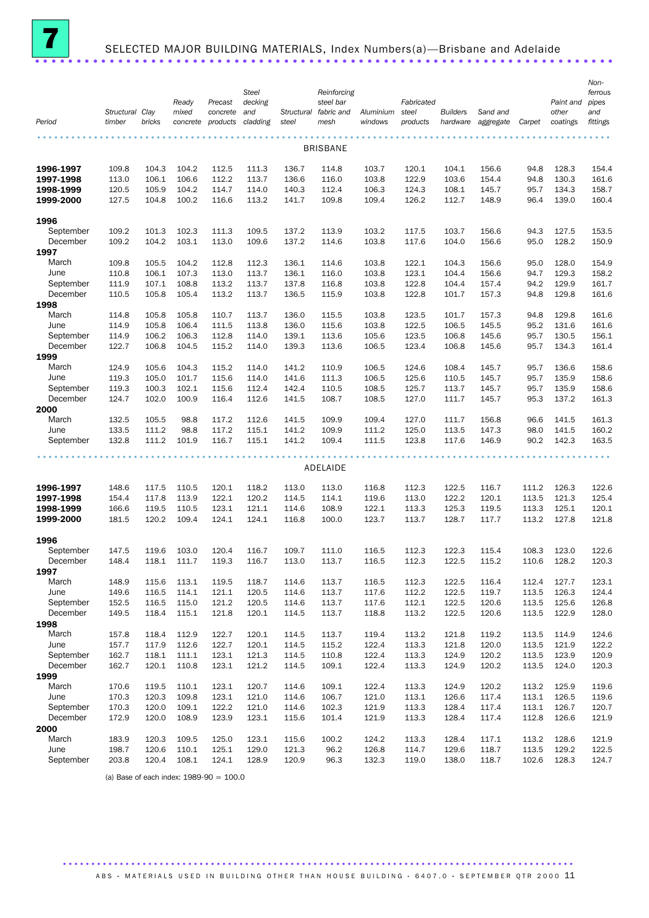# 7 SELECTED MAJOR BUILDING MATERIALS, Index Numbers(a)—Brisbane and Adelaide

| Period | Structural timber | Clay bricks | Ready mixed concrete | Precast concrete products | Steel decking and cladding | Structural steel | Reinforcing steel bar fabric and mesh | Aluminium windows | Fabricated steel products | Builders hardware | Sand and aggregate | Carpet | Paint and other coatings | Non-ferrous pipes and fittings |
|---|---|---|---|---|---|---|---|---|---|---|---|---|---|---|
| **BRISBANE** | | | | | | | | | | | | | | |
| **1996-1997** | 109.8 | 104.3 | 104.2 | 112.5 | 111.3 | 136.7 | 114.8 | 103.7 | 120.1 | 104.1 | 156.6 | 94.8 | 128.3 | 154.4 |
| **1997-1998** | 113.0 | 106.1 | 106.6 | 112.2 | 113.7 | 136.6 | 116.0 | 103.8 | 122.9 | 103.6 | 154.4 | 94.8 | 130.3 | 161.6 |
| **1998-1999** | 120.5 | 105.9 | 104.2 | 114.7 | 114.0 | 140.3 | 112.4 | 106.3 | 124.3 | 108.1 | 145.7 | 95.7 | 134.3 | 158.7 |
| **1999-2000** | 127.5 | 104.8 | 100.2 | 116.6 | 113.2 | 141.7 | 109.8 | 109.4 | 126.2 | 112.7 | 148.9 | 96.4 | 139.0 | 160.4 |
| **1996** | | | | | | | | | | | | | | |
| September | 109.2 | 101.3 | 102.3 | 111.3 | 109.5 | 137.2 | 113.9 | 103.2 | 117.5 | 103.7 | 156.6 | 94.3 | 127.5 | 153.5 |
| December | 109.2 | 104.2 | 103.1 | 113.0 | 109.6 | 137.2 | 114.6 | 103.8 | 117.6 | 104.0 | 156.6 | 95.0 | 128.2 | 150.9 |
| **1997** | | | | | | | | | | | | | | |
| March | 109.8 | 105.5 | 104.2 | 112.8 | 112.3 | 136.1 | 114.6 | 103.8 | 122.1 | 104.3 | 156.6 | 95.0 | 128.0 | 154.9 |
| June | 110.8 | 106.1 | 107.3 | 113.0 | 113.7 | 136.1 | 116.0 | 103.8 | 123.1 | 104.4 | 156.6 | 94.7 | 129.3 | 158.2 |
| September | 111.9 | 107.1 | 108.8 | 113.2 | 113.7 | 137.8 | 116.8 | 103.8 | 122.8 | 104.4 | 157.4 | 94.2 | 129.9 | 161.7 |
| December | 110.5 | 105.8 | 105.4 | 113.2 | 113.7 | 136.5 | 115.9 | 103.8 | 122.8 | 101.7 | 157.3 | 94.8 | 129.8 | 161.6 |
| **1998** | | | | | | | | | | | | | | |
| March | 114.8 | 105.8 | 105.8 | 110.7 | 113.7 | 136.0 | 115.5 | 103.8 | 123.5 | 101.7 | 157.3 | 94.8 | 129.8 | 161.6 |
| June | 114.9 | 105.8 | 106.4 | 111.5 | 113.8 | 136.0 | 115.6 | 103.8 | 122.5 | 106.5 | 145.5 | 95.2 | 131.6 | 161.6 |
| September | 114.9 | 106.2 | 106.3 | 112.8 | 114.0 | 139.1 | 113.6 | 105.6 | 123.5 | 106.8 | 145.6 | 95.7 | 130.5 | 156.1 |
| December | 122.7 | 106.8 | 104.5 | 115.2 | 114.0 | 139.3 | 113.6 | 106.5 | 123.4 | 106.8 | 145.6 | 95.7 | 134.3 | 161.4 |
| **1999** | | | | | | | | | | | | | | |
| March | 124.9 | 105.6 | 104.3 | 115.2 | 114.0 | 141.2 | 110.9 | 106.5 | 124.6 | 108.4 | 145.7 | 95.7 | 136.6 | 158.6 |
| June | 119.3 | 105.0 | 101.7 | 115.6 | 114.0 | 141.6 | 111.3 | 106.5 | 125.6 | 110.5 | 145.7 | 95.7 | 135.9 | 158.6 |
| September | 119.3 | 100.3 | 102.1 | 115.6 | 112.4 | 142.4 | 110.5 | 108.5 | 125.7 | 113.7 | 145.7 | 95.7 | 135.9 | 158.6 |
| December | 124.7 | 102.0 | 100.9 | 116.4 | 112.6 | 141.5 | 108.7 | 108.5 | 127.0 | 111.7 | 145.7 | 95.3 | 137.2 | 161.3 |
| **2000** | | | | | | | | | | | | | | |
| March | 132.5 | 105.5 | 98.8 | 117.2 | 112.6 | 141.5 | 109.9 | 109.4 | 127.0 | 111.7 | 156.8 | 96.6 | 141.5 | 161.3 |
| June | 133.5 | 111.2 | 98.8 | 117.2 | 115.1 | 141.2 | 109.9 | 111.2 | 125.0 | 113.5 | 147.3 | 98.0 | 141.5 | 160.2 |
| September | 132.8 | 111.2 | 101.9 | 116.7 | 115.1 | 141.2 | 109.4 | 111.5 | 123.8 | 117.6 | 146.9 | 90.2 | 142.3 | 163.5 |
| **ADELAIDE** | | | | | | | | | | | | | | |
| **1996-1997** | 148.6 | 117.5 | 110.5 | 120.1 | 118.2 | 113.0 | 113.0 | 116.8 | 112.3 | 122.5 | 116.7 | 111.2 | 126.3 | 122.6 |
| **1997-1998** | 154.4 | 117.8 | 113.9 | 122.1 | 120.2 | 114.5 | 114.1 | 119.6 | 113.0 | 122.2 | 120.1 | 113.5 | 121.3 | 125.4 |
| **1998-1999** | 166.6 | 119.5 | 110.5 | 123.1 | 121.1 | 114.6 | 108.9 | 122.1 | 113.3 | 125.3 | 119.5 | 113.3 | 125.1 | 120.1 |
| **1999-2000** | 181.5 | 120.2 | 109.4 | 124.1 | 124.1 | 116.8 | 100.0 | 123.7 | 113.7 | 128.7 | 117.7 | 113.2 | 127.8 | 121.8 |
| **1996** | | | | | | | | | | | | | | |
| September | 147.5 | 119.6 | 103.0 | 120.4 | 116.7 | 109.7 | 111.0 | 116.5 | 112.3 | 122.3 | 115.4 | 108.3 | 123.0 | 122.6 |
| December | 148.4 | 118.1 | 111.7 | 119.3 | 116.7 | 113.0 | 113.7 | 116.5 | 112.3 | 122.5 | 115.2 | 110.6 | 128.2 | 120.3 |
| **1997** | | | | | | | | | | | | | | |
| March | 148.9 | 115.6 | 113.1 | 119.5 | 118.7 | 114.6 | 113.7 | 116.5 | 112.3 | 122.5 | 116.4 | 112.4 | 127.7 | 123.1 |
| June | 149.6 | 116.5 | 114.1 | 121.1 | 120.5 | 114.6 | 113.7 | 117.6 | 112.2 | 122.5 | 119.7 | 113.5 | 126.3 | 124.4 |
| September | 152.5 | 116.5 | 115.0 | 121.2 | 120.5 | 114.6 | 113.7 | 117.6 | 112.1 | 122.5 | 120.6 | 113.5 | 125.6 | 126.8 |
| December | 149.5 | 118.4 | 115.1 | 121.8 | 120.1 | 114.5 | 113.7 | 118.8 | 113.2 | 122.5 | 120.6 | 113.5 | 122.9 | 128.0 |
| **1998** | | | | | | | | | | | | | | |
| March | 157.8 | 118.4 | 112.9 | 122.7 | 120.1 | 114.5 | 113.7 | 119.4 | 113.2 | 121.8 | 119.2 | 113.5 | 114.9 | 124.6 |
| June | 157.7 | 117.9 | 112.6 | 122.7 | 120.1 | 114.5 | 115.2 | 122.4 | 113.3 | 121.8 | 120.0 | 113.5 | 121.9 | 122.2 |
| September | 162.7 | 118.1 | 111.1 | 123.1 | 121.3 | 114.5 | 110.8 | 122.4 | 113.3 | 124.9 | 120.2 | 113.5 | 123.9 | 120.9 |
| December | 162.7 | 120.1 | 110.8 | 123.1 | 121.2 | 114.5 | 109.1 | 122.4 | 113.3 | 124.9 | 120.2 | 113.5 | 124.0 | 120.3 |
| **1999** | | | | | | | | | | | | | | |
| March | 170.6 | 119.5 | 110.1 | 123.1 | 120.7 | 114.6 | 109.1 | 122.4 | 113.3 | 124.9 | 120.2 | 113.2 | 125.9 | 119.6 |
| June | 170.3 | 120.3 | 109.8 | 123.1 | 121.0 | 114.6 | 106.7 | 121.0 | 113.1 | 126.6 | 117.4 | 113.1 | 126.5 | 119.6 |
| September | 170.3 | 120.0 | 109.1 | 122.2 | 121.0 | 114.6 | 102.3 | 121.9 | 113.3 | 128.4 | 117.4 | 113.1 | 126.7 | 120.7 |
| December | 172.9 | 120.0 | 108.9 | 123.9 | 123.1 | 115.6 | 101.4 | 121.9 | 113.3 | 128.4 | 117.4 | 112.8 | 126.6 | 121.9 |
| **2000** | | | | | | | | | | | | | | |
| March | 183.9 | 120.3 | 109.5 | 125.0 | 123.1 | 115.6 | 100.2 | 124.2 | 113.3 | 128.4 | 117.1 | 113.2 | 128.6 | 121.9 |
| June | 198.7 | 120.6 | 110.1 | 125.1 | 129.0 | 121.3 | 96.2 | 126.8 | 114.7 | 129.6 | 118.7 | 113.5 | 129.2 | 122.5 |
| September | 203.8 | 120.4 | 108.1 | 124.1 | 128.9 | 120.9 | 96.3 | 132.3 | 119.0 | 138.0 | 118.7 | 102.6 | 128.3 | 124.7 |

(a) Base of each index: 1989-90 = 100.0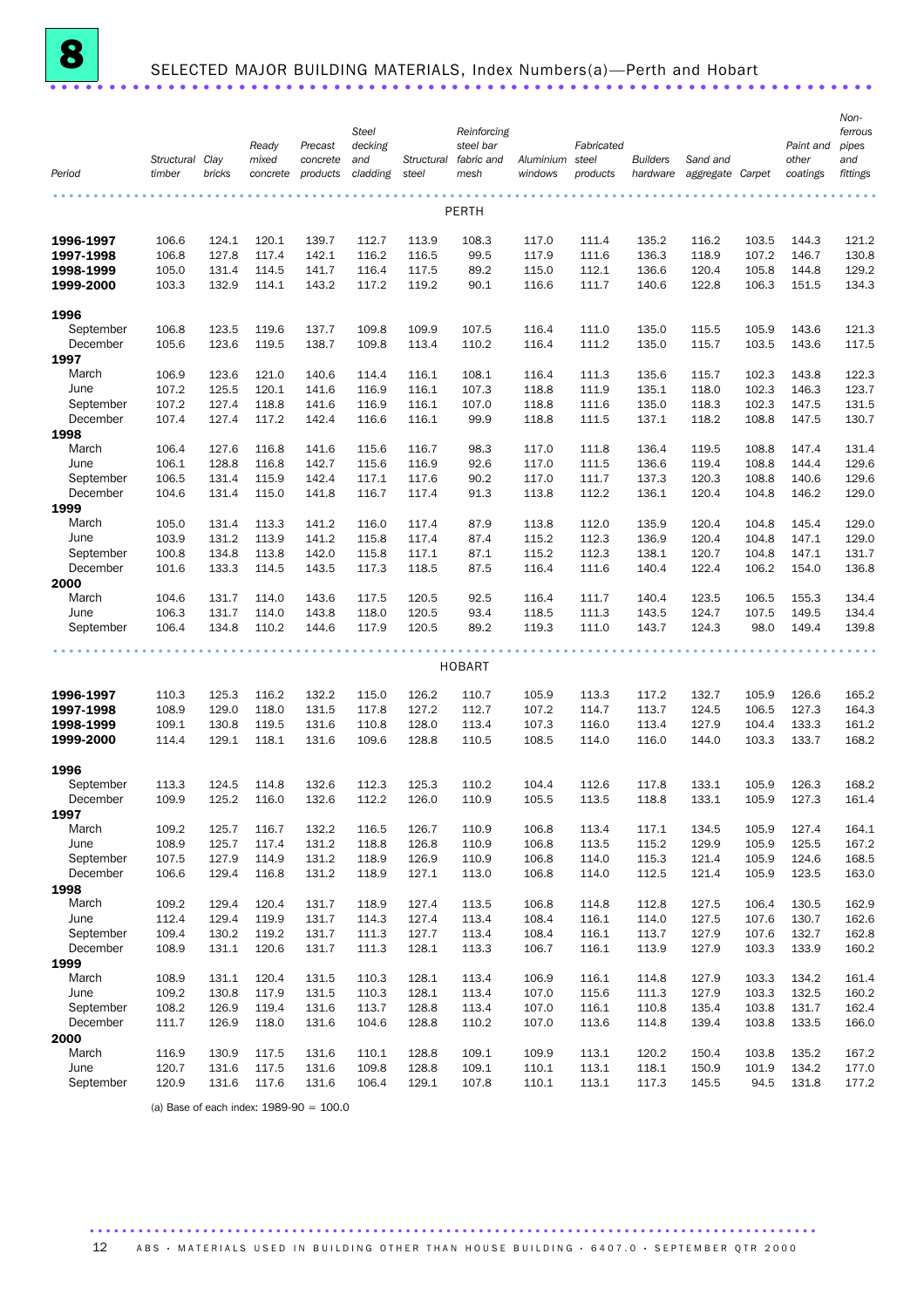# 8 SELECTED MAJOR BUILDING MATERIALS, Index Numbers(a)—Perth and Hobart

| Period | Structural timber | Clay bricks | Ready mixed concrete | Precast concrete products | Steel decking and cladding | Structural steel | Reinforcing steel bar fabric and mesh | Aluminium windows | Fabricated steel products | Builders hardware | Sand and aggregate | Carpet | Paint and other coatings | Non-ferrous pipes and fittings |
|---|---|---|---|---|---|---|---|---|---|---|---|---|---|---|
| **PERTH** | | | | | | | | | | | | | | |
| **1996-1997** | 106.6 | 124.1 | 120.1 | 139.7 | 112.7 | 113.9 | 108.3 | 117.0 | 111.4 | 135.2 | 116.2 | 103.5 | 144.3 | 121.2 |
| **1997-1998** | 106.8 | 127.8 | 117.4 | 142.1 | 116.2 | 116.5 | 99.5 | 117.9 | 111.6 | 136.3 | 118.9 | 107.2 | 146.7 | 130.8 |
| **1998-1999** | 105.0 | 131.4 | 114.5 | 141.7 | 116.4 | 117.5 | 89.2 | 115.0 | 112.1 | 136.6 | 120.4 | 105.8 | 144.8 | 129.2 |
| **1999-2000** | 103.3 | 132.9 | 114.1 | 143.2 | 117.2 | 119.2 | 90.1 | 116.6 | 111.7 | 140.6 | 122.8 | 106.3 | 151.5 | 134.3 |
| **1996** | | | | | | | | | | | | | | |
| September | 106.8 | 123.5 | 119.6 | 137.7 | 109.8 | 109.9 | 107.5 | 116.4 | 111.0 | 135.0 | 115.5 | 105.9 | 143.6 | 121.3 |
| December | 105.6 | 123.6 | 119.5 | 138.7 | 109.8 | 113.4 | 110.2 | 116.4 | 111.2 | 135.0 | 115.7 | 103.5 | 143.6 | 117.5 |
| **1997** | | | | | | | | | | | | | | |
| March | 106.9 | 123.6 | 121.0 | 140.6 | 114.4 | 116.1 | 108.1 | 116.4 | 111.3 | 135.6 | 115.7 | 102.3 | 143.8 | 122.3 |
| June | 107.2 | 125.5 | 120.1 | 141.6 | 116.9 | 116.1 | 107.3 | 118.8 | 111.9 | 135.1 | 118.0 | 102.3 | 146.3 | 123.7 |
| September | 107.2 | 127.4 | 118.8 | 141.6 | 116.9 | 116.1 | 107.0 | 118.8 | 111.6 | 135.0 | 118.3 | 102.3 | 147.5 | 131.5 |
| December | 107.4 | 127.4 | 117.2 | 142.4 | 116.6 | 116.1 | 99.9 | 118.8 | 111.5 | 137.1 | 118.2 | 108.8 | 147.5 | 130.7 |
| **1998** | | | | | | | | | | | | | | |
| March | 106.4 | 127.6 | 116.8 | 141.6 | 115.6 | 116.7 | 98.3 | 117.0 | 111.8 | 136.4 | 119.5 | 108.8 | 147.4 | 131.4 |
| June | 106.1 | 128.8 | 116.8 | 142.7 | 115.6 | 116.9 | 92.6 | 117.0 | 111.5 | 136.6 | 119.4 | 108.8 | 144.4 | 129.6 |
| September | 106.5 | 131.4 | 115.9 | 142.4 | 117.1 | 117.6 | 90.2 | 117.0 | 111.7 | 137.3 | 120.3 | 108.8 | 140.6 | 129.6 |
| December | 104.6 | 131.4 | 115.0 | 141.8 | 116.7 | 117.4 | 91.3 | 113.8 | 112.2 | 136.1 | 120.4 | 104.8 | 146.2 | 129.0 |
| **1999** | | | | | | | | | | | | | | |
| March | 105.0 | 131.4 | 113.3 | 141.2 | 116.0 | 117.4 | 87.9 | 113.8 | 112.0 | 135.9 | 120.4 | 104.8 | 145.4 | 129.0 |
| June | 103.9 | 131.2 | 113.9 | 141.2 | 115.8 | 117.4 | 87.4 | 115.2 | 112.3 | 136.9 | 120.4 | 104.8 | 147.1 | 129.0 |
| September | 100.8 | 134.8 | 113.8 | 142.0 | 115.8 | 117.1 | 87.1 | 115.2 | 112.3 | 138.1 | 120.7 | 104.8 | 147.1 | 131.7 |
| December | 101.6 | 133.3 | 114.5 | 143.5 | 117.3 | 118.5 | 87.5 | 116.4 | 111.6 | 140.4 | 122.4 | 106.2 | 154.0 | 136.8 |
| **2000** | | | | | | | | | | | | | | |
| March | 104.6 | 131.7 | 114.0 | 143.6 | 117.5 | 120.5 | 92.5 | 116.4 | 111.7 | 140.4 | 123.5 | 106.5 | 155.3 | 134.4 |
| June | 106.3 | 131.7 | 114.0 | 143.8 | 118.0 | 120.5 | 93.4 | 118.5 | 111.3 | 143.5 | 124.7 | 107.5 | 149.5 | 134.4 |
| September | 106.4 | 134.8 | 110.2 | 144.6 | 117.9 | 120.5 | 89.2 | 119.3 | 111.0 | 143.7 | 124.3 | 98.0 | 149.4 | 139.8 |
| **HOBART** | | | | | | | | | | | | | | |
| **1996-1997** | 110.3 | 125.3 | 116.2 | 132.2 | 115.0 | 126.2 | 110.7 | 105.9 | 113.3 | 117.2 | 132.7 | 105.9 | 126.6 | 165.2 |
| **1997-1998** | 108.9 | 129.0 | 118.0 | 131.5 | 117.8 | 127.2 | 112.7 | 107.2 | 114.7 | 113.7 | 124.5 | 106.5 | 127.3 | 164.3 |
| **1998-1999** | 109.1 | 130.8 | 119.5 | 131.6 | 110.8 | 128.0 | 113.4 | 107.3 | 116.0 | 113.4 | 127.9 | 104.4 | 133.3 | 161.2 |
| **1999-2000** | 114.4 | 129.1 | 118.1 | 131.6 | 109.6 | 128.8 | 110.5 | 108.5 | 114.0 | 116.0 | 144.0 | 103.3 | 133.7 | 168.2 |
| **1996** | | | | | | | | | | | | | | |
| September | 113.3 | 124.5 | 114.8 | 132.6 | 112.3 | 125.3 | 110.2 | 104.4 | 112.6 | 117.8 | 133.1 | 105.9 | 126.3 | 168.2 |
| December | 109.9 | 125.2 | 116.0 | 132.6 | 112.2 | 126.0 | 110.9 | 105.5 | 113.5 | 118.8 | 133.1 | 105.9 | 127.3 | 161.4 |
| **1997** | | | | | | | | | | | | | | |
| March | 109.2 | 125.7 | 116.7 | 132.2 | 116.5 | 126.7 | 110.9 | 106.8 | 113.4 | 117.1 | 134.5 | 105.9 | 127.4 | 164.1 |
| June | 108.9 | 125.7 | 117.4 | 131.2 | 118.8 | 126.8 | 110.9 | 106.8 | 113.5 | 115.2 | 129.9 | 105.9 | 125.5 | 167.2 |
| September | 107.5 | 127.9 | 114.9 | 131.2 | 118.9 | 126.9 | 110.9 | 106.8 | 114.0 | 115.3 | 121.4 | 105.9 | 124.6 | 168.5 |
| December | 106.6 | 129.4 | 116.8 | 131.2 | 118.9 | 127.1 | 113.0 | 106.8 | 114.0 | 112.5 | 121.4 | 105.9 | 123.5 | 163.0 |
| **1998** | | | | | | | | | | | | | | |
| March | 109.2 | 129.4 | 120.4 | 131.7 | 118.9 | 127.4 | 113.5 | 106.8 | 114.8 | 112.8 | 127.5 | 106.4 | 130.5 | 162.9 |
| June | 112.4 | 129.4 | 119.9 | 131.7 | 114.3 | 127.4 | 113.4 | 108.4 | 116.1 | 114.0 | 127.5 | 107.6 | 130.7 | 162.6 |
| September | 109.4 | 130.2 | 119.2 | 131.7 | 111.3 | 127.7 | 113.4 | 108.4 | 116.1 | 113.7 | 127.9 | 107.6 | 132.7 | 162.8 |
| December | 108.9 | 131.1 | 120.6 | 131.7 | 111.3 | 128.1 | 113.3 | 106.7 | 116.1 | 113.9 | 127.9 | 103.3 | 133.9 | 160.2 |
| **1999** | | | | | | | | | | | | | | |
| March | 108.9 | 131.1 | 120.4 | 131.5 | 110.3 | 128.1 | 113.4 | 106.9 | 116.1 | 114.8 | 127.9 | 103.3 | 134.2 | 161.4 |
| June | 109.2 | 130.8 | 117.9 | 131.5 | 110.3 | 128.1 | 113.4 | 107.0 | 115.6 | 111.3 | 127.9 | 103.3 | 132.5 | 160.2 |
| September | 108.2 | 126.9 | 119.4 | 131.6 | 113.7 | 128.8 | 113.4 | 107.0 | 116.1 | 110.8 | 135.4 | 103.8 | 131.7 | 162.4 |
| December | 111.7 | 126.9 | 118.0 | 131.6 | 104.6 | 128.8 | 110.2 | 107.0 | 113.6 | 114.8 | 139.4 | 103.8 | 133.5 | 166.0 |
| **2000** | | | | | | | | | | | | | | |
| March | 116.9 | 130.9 | 117.5 | 131.6 | 110.1 | 128.8 | 109.1 | 109.9 | 113.1 | 120.2 | 150.4 | 103.8 | 135.2 | 167.2 |
| June | 120.7 | 131.6 | 117.5 | 131.6 | 109.8 | 128.8 | 109.1 | 110.1 | 113.1 | 118.1 | 150.9 | 101.9 | 134.2 | 177.0 |
| September | 120.9 | 131.6 | 117.6 | 131.6 | 106.4 | 129.1 | 107.8 | 110.1 | 113.1 | 117.3 | 145.5 | 94.5 | 131.8 | 177.2 |

(a) Base of each index: 1989-90 = 100.0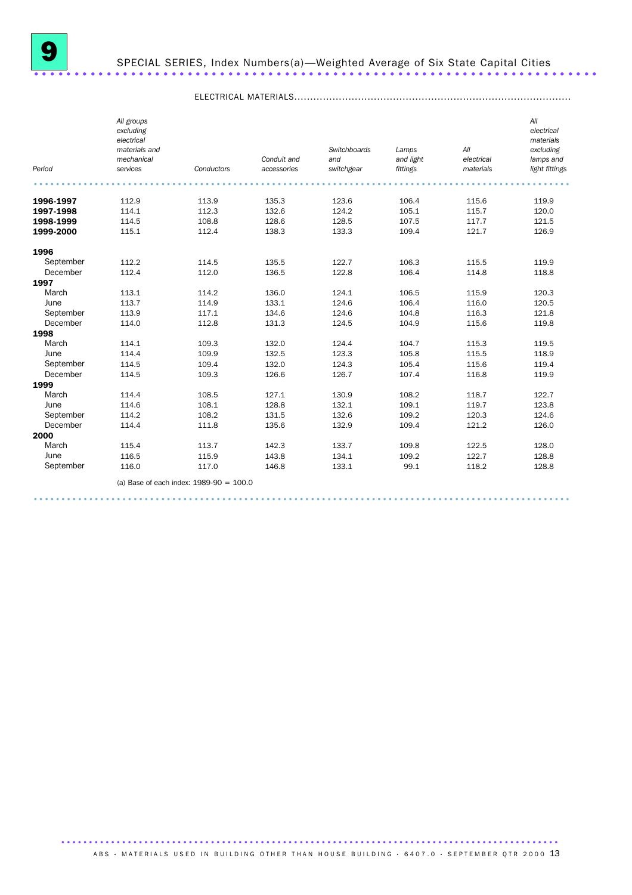# 9 SPECIAL SERIES, Index Numbers(a)—Weighted Average of Six State Capital Cities

ELECTRICAL MATERIALS

| Period | *All groups excluding electrical materials and mechanical services* | *Conductors* | *Conduit and accessories* | *Switchboards and switchgear* | *Lamps and light fittings* | *All electrical materials* | *All electrical materials excluding lamps and light fittings* |
|---|---|---|---|---|---|---|---|
| **1996-1997** | 112.9 | 113.9 | 135.3 | 123.6 | 106.4 | 115.6 | 119.9 |
| **1997-1998** | 114.1 | 112.3 | 132.6 | 124.2 | 105.1 | 115.7 | 120.0 |
| **1998-1999** | 114.5 | 108.8 | 128.6 | 128.5 | 107.5 | 117.7 | 121.5 |
| **1999-2000** | 115.1 | 112.4 | 138.3 | 133.3 | 109.4 | 121.7 | 126.9 |
| **1996** | | | | | | | |
| September | 112.2 | 114.5 | 135.5 | 122.7 | 106.3 | 115.5 | 119.9 |
| December | 112.4 | 112.0 | 136.5 | 122.8 | 106.4 | 114.8 | 118.8 |
| **1997** | | | | | | | |
| March | 113.1 | 114.2 | 136.0 | 124.1 | 106.5 | 115.9 | 120.3 |
| June | 113.7 | 114.9 | 133.1 | 124.6 | 106.4 | 116.0 | 120.5 |
| September | 113.9 | 117.1 | 134.6 | 124.6 | 104.8 | 116.3 | 121.8 |
| December | 114.0 | 112.8 | 131.3 | 124.5 | 104.9 | 115.6 | 119.8 |
| **1998** | | | | | | | |
| March | 114.1 | 109.3 | 132.0 | 124.4 | 104.7 | 115.3 | 119.5 |
| June | 114.4 | 109.9 | 132.5 | 123.3 | 105.8 | 115.5 | 118.9 |
| September | 114.5 | 109.4 | 132.0 | 124.3 | 105.4 | 115.6 | 119.4 |
| December | 114.5 | 109.3 | 126.6 | 126.7 | 107.4 | 116.8 | 119.9 |
| **1999** | | | | | | | |
| March | 114.4 | 108.5 | 127.1 | 130.9 | 108.2 | 118.7 | 122.7 |
| June | 114.6 | 108.1 | 128.8 | 132.1 | 109.1 | 119.7 | 123.8 |
| September | 114.2 | 108.2 | 131.5 | 132.6 | 109.2 | 120.3 | 124.6 |
| December | 114.4 | 111.8 | 135.6 | 132.9 | 109.4 | 121.2 | 126.0 |
| **2000** | | | | | | | |
| March | 115.4 | 113.7 | 142.3 | 133.7 | 109.8 | 122.5 | 128.0 |
| June | 116.5 | 115.9 | 143.8 | 134.1 | 109.2 | 122.7 | 128.8 |
| September | 116.0 | 117.0 | 146.8 | 133.1 | 99.1 | 118.2 | 128.8 |

(a) Base of each index: 1989-90 = 100.0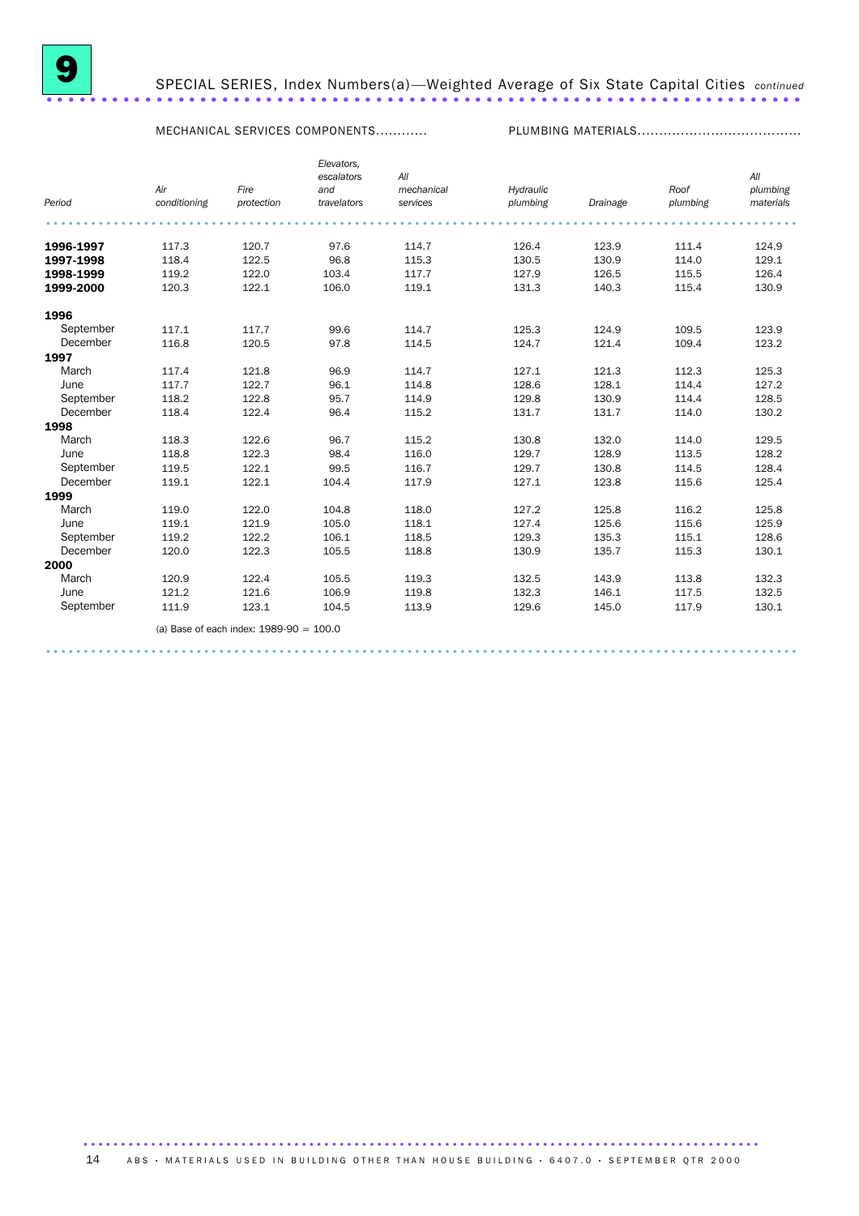## 9 SPECIAL SERIES, Index Numbers(a)—Weighted Average of Six State Capital Cities *continued*

| Period | MECHANICAL SERVICES COMPONENTS | | | | PLUMBING MATERIALS | | | |
|---|---|---|---|---|---|---|---|---|
| | *Air conditioning* | *Fire protection* | *Elevators, escalators and travelators* | *All mechanical services* | *Hydraulic plumbing* | *Drainage* | *Roof plumbing* | *All plumbing materials* |
| **1996-1997** | 117.3 | 120.7 | 97.6 | 114.7 | 126.4 | 123.9 | 111.4 | 124.9 |
| **1997-1998** | 118.4 | 122.5 | 96.8 | 115.3 | 130.5 | 130.9 | 114.0 | 129.1 |
| **1998-1999** | 119.2 | 122.0 | 103.4 | 117.7 | 127.9 | 126.5 | 115.5 | 126.4 |
| **1999-2000** | 120.3 | 122.1 | 106.0 | 119.1 | 131.3 | 140.3 | 115.4 | 130.9 |
| **1996** | | | | | | | | |
| September | 117.1 | 117.7 | 99.6 | 114.7 | 125.3 | 124.9 | 109.5 | 123.9 |
| December | 116.8 | 120.5 | 97.8 | 114.5 | 124.7 | 121.4 | 109.4 | 123.2 |
| **1997** | | | | | | | | |
| March | 117.4 | 121.8 | 96.9 | 114.7 | 127.1 | 121.3 | 112.3 | 125.3 |
| June | 117.7 | 122.7 | 96.1 | 114.8 | 128.6 | 128.1 | 114.4 | 127.2 |
| September | 118.2 | 122.8 | 95.7 | 114.9 | 129.8 | 130.9 | 114.4 | 128.5 |
| December | 118.4 | 122.4 | 96.4 | 115.2 | 131.7 | 131.7 | 114.0 | 130.2 |
| **1998** | | | | | | | | |
| March | 118.3 | 122.6 | 96.7 | 115.2 | 130.8 | 132.0 | 114.0 | 129.5 |
| June | 118.8 | 122.3 | 98.4 | 116.0 | 129.7 | 128.9 | 113.5 | 128.2 |
| September | 119.5 | 122.1 | 99.5 | 116.7 | 129.7 | 130.8 | 114.5 | 128.4 |
| December | 119.1 | 122.1 | 104.4 | 117.9 | 127.1 | 123.8 | 115.6 | 125.4 |
| **1999** | | | | | | | | |
| March | 119.0 | 122.0 | 104.8 | 118.0 | 127.2 | 125.8 | 116.2 | 125.8 |
| June | 119.1 | 121.9 | 105.0 | 118.1 | 127.4 | 125.6 | 115.6 | 125.9 |
| September | 119.2 | 122.2 | 106.1 | 118.5 | 129.3 | 135.3 | 115.1 | 128.6 |
| December | 120.0 | 122.3 | 105.5 | 118.8 | 130.9 | 135.7 | 115.3 | 130.1 |
| **2000** | | | | | | | | |
| March | 120.9 | 122.4 | 105.5 | 119.3 | 132.5 | 143.9 | 113.8 | 132.3 |
| June | 121.2 | 121.6 | 106.9 | 119.8 | 132.3 | 146.1 | 117.5 | 132.5 |
| September | 111.9 | 123.1 | 104.5 | 113.9 | 129.6 | 145.0 | 117.9 | 130.1 |

(a) Base of each index: 1989-90 = 100.0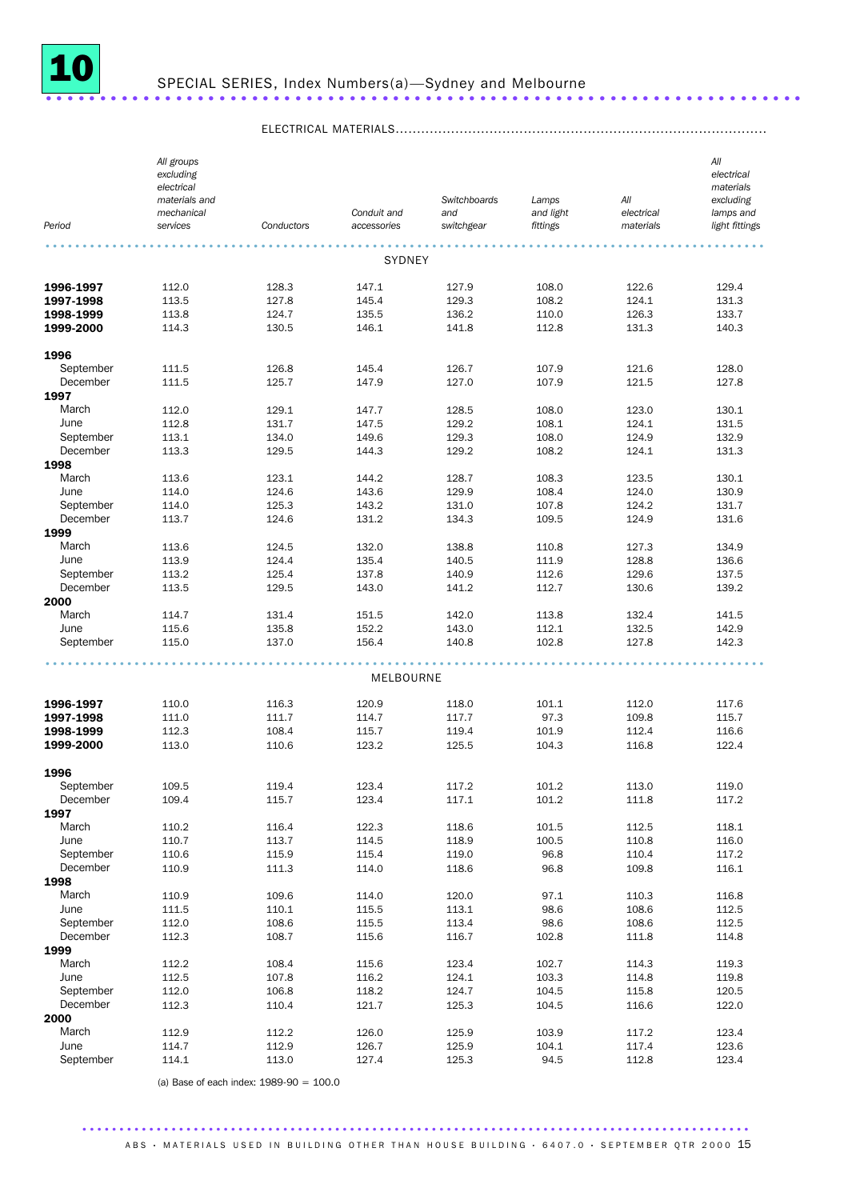# 10 SPECIAL SERIES, Index Numbers(a)—Sydney and Melbourne

ELECTRICAL MATERIALS

| Period | All groups excluding electrical materials and mechanical services | Conductors | Conduit and accessories | Switchboards and switchgear | Lamps and light fittings | All electrical materials | All electrical materials excluding lamps and light fittings |
|---|---|---|---|---|---|---|---|
| SYDNEY | | | | | | | |
| **1996-1997** | 112.0 | 128.3 | 147.1 | 127.9 | 108.0 | 122.6 | 129.4 |
| **1997-1998** | 113.5 | 127.8 | 145.4 | 129.3 | 108.2 | 124.1 | 131.3 |
| **1998-1999** | 113.8 | 124.7 | 135.5 | 136.2 | 110.0 | 126.3 | 133.7 |
| **1999-2000** | 114.3 | 130.5 | 146.1 | 141.8 | 112.8 | 131.3 | 140.3 |
| **1996** | | | | | | | |
| September | 111.5 | 126.8 | 145.4 | 126.7 | 107.9 | 121.6 | 128.0 |
| December | 111.5 | 125.7 | 147.9 | 127.0 | 107.9 | 121.5 | 127.8 |
| **1997** | | | | | | | |
| March | 112.0 | 129.1 | 147.7 | 128.5 | 108.0 | 123.0 | 130.1 |
| June | 112.8 | 131.7 | 147.5 | 129.2 | 108.1 | 124.1 | 131.5 |
| September | 113.1 | 134.0 | 149.6 | 129.3 | 108.0 | 124.9 | 132.9 |
| December | 113.3 | 129.5 | 144.3 | 129.2 | 108.2 | 124.1 | 131.3 |
| **1998** | | | | | | | |
| March | 113.6 | 123.1 | 144.2 | 128.7 | 108.3 | 123.5 | 130.1 |
| June | 114.0 | 124.6 | 143.6 | 129.9 | 108.4 | 124.0 | 130.9 |
| September | 114.0 | 125.3 | 143.2 | 131.0 | 107.8 | 124.2 | 131.7 |
| December | 113.7 | 124.6 | 131.2 | 134.3 | 109.5 | 124.9 | 131.6 |
| **1999** | | | | | | | |
| March | 113.6 | 124.5 | 132.0 | 138.8 | 110.8 | 127.3 | 134.9 |
| June | 113.9 | 124.4 | 135.4 | 140.5 | 111.9 | 128.8 | 136.6 |
| September | 113.2 | 125.4 | 137.8 | 140.9 | 112.6 | 129.6 | 137.5 |
| December | 113.5 | 129.5 | 143.0 | 141.2 | 112.7 | 130.6 | 139.2 |
| **2000** | | | | | | | |
| March | 114.7 | 131.4 | 151.5 | 142.0 | 113.8 | 132.4 | 141.5 |
| June | 115.6 | 135.8 | 152.2 | 143.0 | 112.1 | 132.5 | 142.9 |
| September | 115.0 | 137.0 | 156.4 | 140.8 | 102.8 | 127.8 | 142.3 |
| MELBOURNE | | | | | | | |
| **1996-1997** | 110.0 | 116.3 | 120.9 | 118.0 | 101.1 | 112.0 | 117.6 |
| **1997-1998** | 111.0 | 111.7 | 114.7 | 117.7 | 97.3 | 109.8 | 115.7 |
| **1998-1999** | 112.3 | 108.4 | 115.7 | 119.4 | 101.9 | 112.4 | 116.6 |
| **1999-2000** | 113.0 | 110.6 | 123.2 | 125.5 | 104.3 | 116.8 | 122.4 |
| **1996** | | | | | | | |
| September | 109.5 | 119.4 | 123.4 | 117.2 | 101.2 | 113.0 | 119.0 |
| December | 109.4 | 115.7 | 123.4 | 117.1 | 101.2 | 111.8 | 117.2 |
| **1997** | | | | | | | |
| March | 110.2 | 116.4 | 122.3 | 118.6 | 101.5 | 112.5 | 118.1 |
| June | 110.7 | 113.7 | 114.5 | 118.9 | 100.5 | 110.8 | 116.0 |
| September | 110.6 | 115.9 | 115.4 | 119.0 | 96.8 | 110.4 | 117.2 |
| December | 110.9 | 111.3 | 114.0 | 118.6 | 96.8 | 109.8 | 116.1 |
| **1998** | | | | | | | |
| March | 110.9 | 109.6 | 114.0 | 120.0 | 97.1 | 110.3 | 116.8 |
| June | 111.5 | 110.1 | 115.5 | 113.1 | 98.6 | 108.6 | 112.5 |
| September | 112.0 | 108.6 | 115.5 | 113.4 | 98.6 | 108.6 | 112.5 |
| December | 112.3 | 108.7 | 115.6 | 116.7 | 102.8 | 111.8 | 114.8 |
| **1999** | | | | | | | |
| March | 112.2 | 108.4 | 115.6 | 123.4 | 102.7 | 114.3 | 119.3 |
| June | 112.5 | 107.8 | 116.2 | 124.1 | 103.3 | 114.8 | 119.8 |
| September | 112.0 | 106.8 | 118.2 | 124.7 | 104.5 | 115.8 | 120.5 |
| December | 112.3 | 110.4 | 121.7 | 125.3 | 104.5 | 116.6 | 122.0 |
| **2000** | | | | | | | |
| March | 112.9 | 112.2 | 126.0 | 125.9 | 103.9 | 117.2 | 123.4 |
| June | 114.7 | 112.9 | 126.7 | 125.9 | 104.1 | 117.4 | 123.6 |
| September | 114.1 | 113.0 | 127.4 | 125.3 | 94.5 | 112.8 | 123.4 |

(a) Base of each index: 1989-90 = 100.0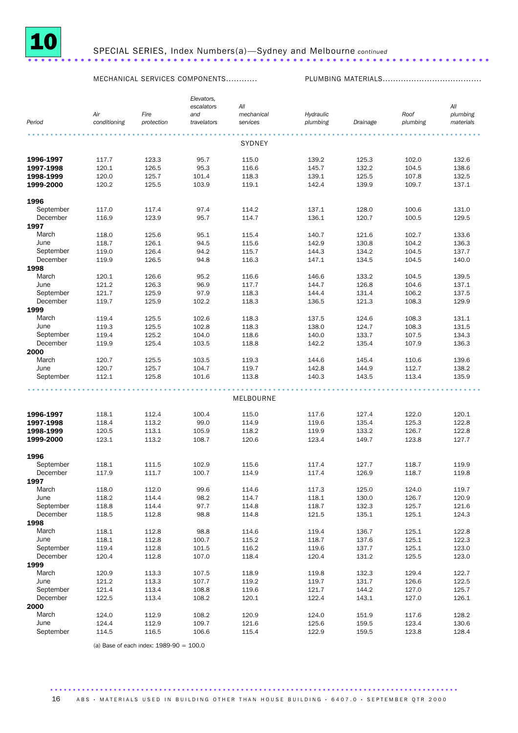# 10 SPECIAL SERIES, Index Numbers(a)—Sydney and Melbourne *continued*

| | MECHANICAL SERVICES COMPONENTS | | | | PLUMBING MATERIALS | | | |
|---|---|---|---|---|---|---|---|---|
| Period | *Air conditioning* | *Fire protection* | *Elevators, escalators and travelators* | *All mechanical services* | *Hydraulic plumbing* | *Drainage* | *Roof plumbing* | *All plumbing materials* |
| | | | | SYDNEY | | | | |
| **1996-1997** | 117.7 | 123.3 | 95.7 | 115.0 | 139.2 | 125.3 | 102.0 | 132.6 |
| **1997-1998** | 120.1 | 126.5 | 95.3 | 116.6 | 145.7 | 132.2 | 104.5 | 138.6 |
| **1998-1999** | 120.0 | 125.7 | 101.4 | 118.3 | 139.1 | 125.5 | 107.8 | 132.5 |
| **1999-2000** | 120.2 | 125.5 | 103.9 | 119.1 | 142.4 | 139.9 | 109.7 | 137.1 |
| **1996** | | | | | | | | |
| September | 117.0 | 117.4 | 97.4 | 114.2 | 137.1 | 128.0 | 100.6 | 131.0 |
| December | 116.9 | 123.9 | 95.7 | 114.7 | 136.1 | 120.7 | 100.5 | 129.5 |
| **1997** | | | | | | | | |
| March | 118.0 | 125.6 | 95.1 | 115.4 | 140.7 | 121.6 | 102.7 | 133.6 |
| June | 118.7 | 126.1 | 94.5 | 115.6 | 142.9 | 130.8 | 104.2 | 136.3 |
| September | 119.0 | 126.4 | 94.2 | 115.7 | 144.3 | 134.2 | 104.5 | 137.7 |
| December | 119.9 | 126.5 | 94.8 | 116.3 | 147.1 | 134.5 | 104.5 | 140.0 |
| **1998** | | | | | | | | |
| March | 120.1 | 126.6 | 95.2 | 116.6 | 146.6 | 133.2 | 104.5 | 139.5 |
| June | 121.2 | 126.3 | 96.9 | 117.7 | 144.7 | 126.8 | 104.6 | 137.1 |
| September | 121.7 | 125.9 | 97.9 | 118.3 | 144.4 | 131.4 | 106.2 | 137.5 |
| December | 119.7 | 125.9 | 102.2 | 118.3 | 136.5 | 121.3 | 108.3 | 129.9 |
| **1999** | | | | | | | | |
| March | 119.4 | 125.5 | 102.6 | 118.3 | 137.5 | 124.6 | 108.3 | 131.1 |
| June | 119.3 | 125.5 | 102.8 | 118.3 | 138.0 | 124.7 | 108.3 | 131.5 |
| September | 119.4 | 125.2 | 104.0 | 118.6 | 140.0 | 133.7 | 107.5 | 134.3 |
| December | 119.9 | 125.4 | 103.5 | 118.8 | 142.2 | 135.4 | 107.9 | 136.3 |
| **2000** | | | | | | | | |
| March | 120.7 | 125.5 | 103.5 | 119.3 | 144.6 | 145.4 | 110.6 | 139.6 |
| June | 120.7 | 125.7 | 104.7 | 119.7 | 142.8 | 144.9 | 112.7 | 138.2 |
| September | 112.1 | 125.8 | 101.6 | 113.8 | 140.3 | 143.5 | 113.4 | 135.9 |
| | | | | MELBOURNE | | | | |
| **1996-1997** | 118.1 | 112.4 | 100.4 | 115.0 | 117.6 | 127.4 | 122.0 | 120.1 |
| **1997-1998** | 118.4 | 113.2 | 99.0 | 114.9 | 119.6 | 135.4 | 125.3 | 122.8 |
| **1998-1999** | 120.5 | 113.1 | 105.9 | 118.2 | 119.9 | 133.2 | 126.7 | 122.8 |
| **1999-2000** | 123.1 | 113.2 | 108.7 | 120.6 | 123.4 | 149.7 | 123.8 | 127.7 |
| **1996** | | | | | | | | |
| September | 118.1 | 111.5 | 102.9 | 115.6 | 117.4 | 127.7 | 118.7 | 119.9 |
| December | 117.9 | 111.7 | 100.7 | 114.9 | 117.4 | 126.9 | 118.7 | 119.8 |
| **1997** | | | | | | | | |
| March | 118.0 | 112.0 | 99.6 | 114.6 | 117.3 | 125.0 | 124.0 | 119.7 |
| June | 118.2 | 114.4 | 98.2 | 114.7 | 118.1 | 130.0 | 126.7 | 120.9 |
| September | 118.8 | 114.4 | 97.7 | 114.8 | 118.7 | 132.3 | 125.7 | 121.6 |
| December | 118.5 | 112.8 | 98.8 | 114.8 | 121.5 | 135.1 | 125.1 | 124.3 |
| **1998** | | | | | | | | |
| March | 118.1 | 112.8 | 98.8 | 114.6 | 119.4 | 136.7 | 125.1 | 122.8 |
| June | 118.1 | 112.8 | 100.7 | 115.2 | 118.7 | 137.6 | 125.1 | 122.3 |
| September | 119.4 | 112.8 | 101.5 | 116.2 | 119.6 | 137.7 | 125.1 | 123.0 |
| December | 120.4 | 112.8 | 107.0 | 118.4 | 120.4 | 131.2 | 125.5 | 123.0 |
| **1999** | | | | | | | | |
| March | 120.9 | 113.3 | 107.5 | 118.9 | 119.8 | 132.3 | 129.4 | 122.7 |
| June | 121.2 | 113.3 | 107.7 | 119.2 | 119.7 | 131.7 | 126.6 | 122.5 |
| September | 121.4 | 113.4 | 108.8 | 119.6 | 121.7 | 144.2 | 127.0 | 125.7 |
| December | 122.5 | 113.4 | 108.2 | 120.1 | 122.4 | 143.1 | 127.0 | 126.1 |
| **2000** | | | | | | | | |
| March | 124.0 | 112.9 | 108.2 | 120.9 | 124.0 | 151.9 | 117.6 | 128.2 |
| June | 124.4 | 112.9 | 109.7 | 121.6 | 125.6 | 159.5 | 123.4 | 130.6 |
| September | 114.5 | 116.5 | 106.6 | 115.4 | 122.9 | 159.5 | 123.8 | 128.4 |

(a) Base of each index: 1989-90 = 100.0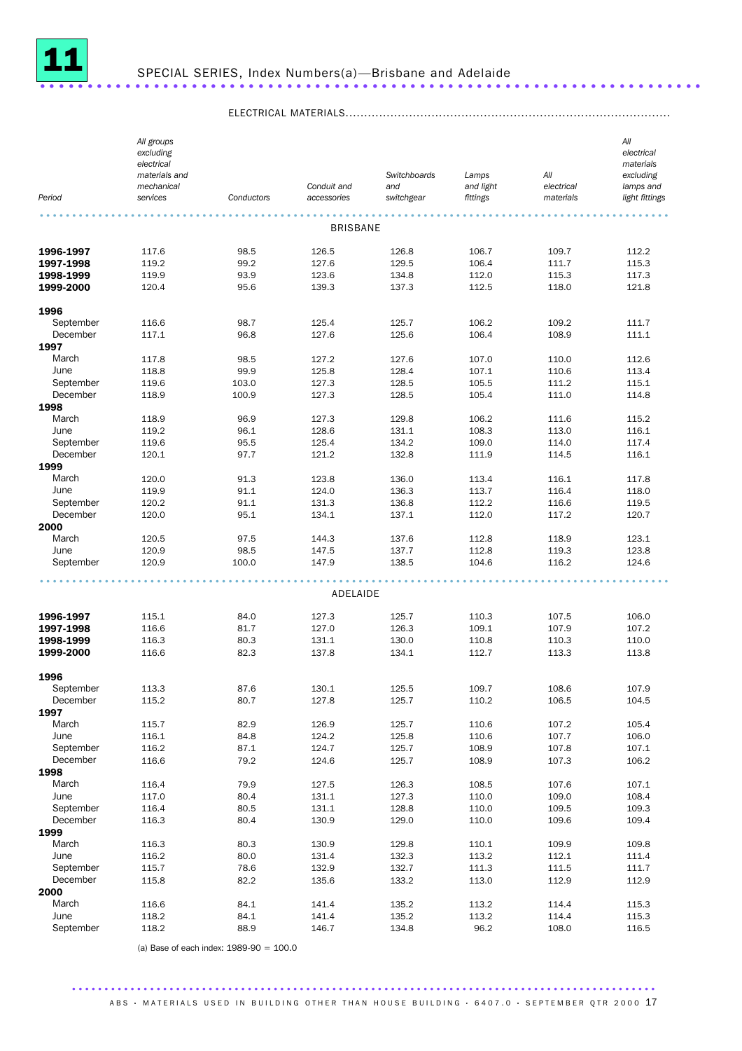# 11 SPECIAL SERIES, Index Numbers(a)—Brisbane and Adelaide

ELECTRICAL MATERIALS

| Period | All groups excluding electrical materials and mechanical services | Conductors | Conduit and accessories | Switchboards and switchgear | Lamps and light fittings | All electrical materials | All electrical materials excluding lamps and light fittings |
|---|---|---|---|---|---|---|---|
| **BRISBANE** | | | | | | | |
| **1996-1997** | 117.6 | 98.5 | 126.5 | 126.8 | 106.7 | 109.7 | 112.2 |
| **1997-1998** | 119.2 | 99.2 | 127.6 | 129.5 | 106.4 | 111.7 | 115.3 |
| **1998-1999** | 119.9 | 93.9 | 123.6 | 134.8 | 112.0 | 115.3 | 117.3 |
| **1999-2000** | 120.4 | 95.6 | 139.3 | 137.3 | 112.5 | 118.0 | 121.8 |
| **1996** | | | | | | | |
| September | 116.6 | 98.7 | 125.4 | 125.7 | 106.2 | 109.2 | 111.7 |
| December | 117.1 | 96.8 | 127.6 | 125.6 | 106.4 | 108.9 | 111.1 |
| **1997** | | | | | | | |
| March | 117.8 | 98.5 | 127.2 | 127.6 | 107.0 | 110.0 | 112.6 |
| June | 118.8 | 99.9 | 125.8 | 128.4 | 107.1 | 110.6 | 113.4 |
| September | 119.6 | 103.0 | 127.3 | 128.5 | 105.5 | 111.2 | 115.1 |
| December | 118.9 | 100.9 | 127.3 | 128.5 | 105.4 | 111.0 | 114.8 |
| **1998** | | | | | | | |
| March | 118.9 | 96.9 | 127.3 | 129.8 | 106.2 | 111.6 | 115.2 |
| June | 119.2 | 96.1 | 128.6 | 131.1 | 108.3 | 113.0 | 116.1 |
| September | 119.6 | 95.5 | 125.4 | 134.2 | 109.0 | 114.0 | 117.4 |
| December | 120.1 | 97.7 | 121.2 | 132.8 | 111.9 | 114.5 | 116.1 |
| **1999** | | | | | | | |
| March | 120.0 | 91.3 | 123.8 | 136.0 | 113.4 | 116.1 | 117.8 |
| June | 119.9 | 91.1 | 124.0 | 136.3 | 113.7 | 116.4 | 118.0 |
| September | 120.2 | 91.1 | 131.3 | 136.8 | 112.2 | 116.6 | 119.5 |
| December | 120.0 | 95.1 | 134.1 | 137.1 | 112.0 | 117.2 | 120.7 |
| **2000** | | | | | | | |
| March | 120.5 | 97.5 | 144.3 | 137.6 | 112.8 | 118.9 | 123.1 |
| June | 120.9 | 98.5 | 147.5 | 137.7 | 112.8 | 119.3 | 123.8 |
| September | 120.9 | 100.0 | 147.9 | 138.5 | 104.6 | 116.2 | 124.6 |
| **ADELAIDE** | | | | | | | |
| **1996-1997** | 115.1 | 84.0 | 127.3 | 125.7 | 110.3 | 107.5 | 106.0 |
| **1997-1998** | 116.6 | 81.7 | 127.0 | 126.3 | 109.1 | 107.9 | 107.2 |
| **1998-1999** | 116.3 | 80.3 | 131.1 | 130.0 | 110.8 | 110.3 | 110.0 |
| **1999-2000** | 116.6 | 82.3 | 137.8 | 134.1 | 112.7 | 113.3 | 113.8 |
| **1996** | | | | | | | |
| September | 113.3 | 87.6 | 130.1 | 125.5 | 109.7 | 108.6 | 107.9 |
| December | 115.2 | 80.7 | 127.8 | 125.7 | 110.2 | 106.5 | 104.5 |
| **1997** | | | | | | | |
| March | 115.7 | 82.9 | 126.9 | 125.7 | 110.6 | 107.2 | 105.4 |
| June | 116.1 | 84.8 | 124.2 | 125.8 | 110.6 | 107.7 | 106.0 |
| September | 116.2 | 87.1 | 124.7 | 125.7 | 108.9 | 107.8 | 107.1 |
| December | 116.6 | 79.2 | 124.6 | 125.7 | 108.9 | 107.3 | 106.2 |
| **1998** | | | | | | | |
| March | 116.4 | 79.9 | 127.5 | 126.3 | 108.5 | 107.6 | 107.1 |
| June | 117.0 | 80.4 | 131.1 | 127.3 | 110.0 | 109.0 | 108.4 |
| September | 116.4 | 80.5 | 131.1 | 128.8 | 110.0 | 109.5 | 109.3 |
| December | 116.3 | 80.4 | 130.9 | 129.0 | 110.0 | 109.6 | 109.4 |
| **1999** | | | | | | | |
| March | 116.3 | 80.3 | 130.9 | 129.8 | 110.1 | 109.9 | 109.8 |
| June | 116.2 | 80.0 | 131.4 | 132.3 | 113.2 | 112.1 | 111.4 |
| September | 115.7 | 78.6 | 132.9 | 132.7 | 111.3 | 111.5 | 111.7 |
| December | 115.8 | 82.2 | 135.6 | 133.2 | 113.0 | 112.9 | 112.9 |
| **2000** | | | | | | | |
| March | 116.6 | 84.1 | 141.4 | 135.2 | 113.2 | 114.4 | 115.3 |
| June | 118.2 | 84.1 | 141.4 | 135.2 | 113.2 | 114.4 | 115.3 |
| September | 118.2 | 88.9 | 146.7 | 134.8 | 96.2 | 108.0 | 116.5 |

(a) Base of each index: 1989-90 = 100.0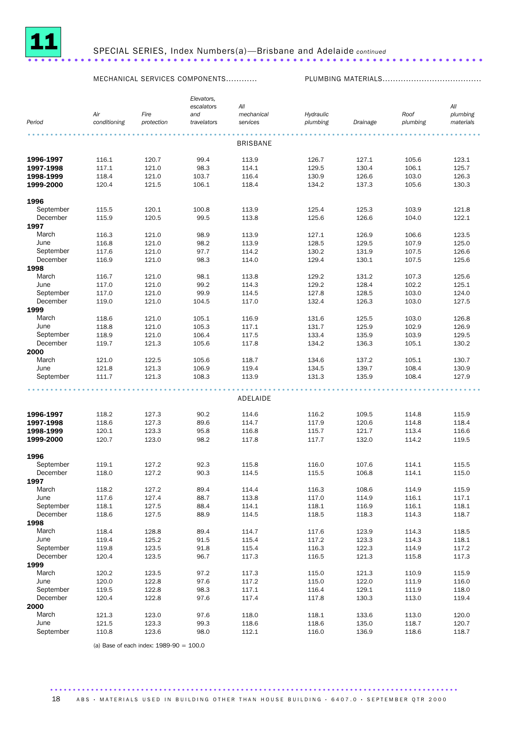# 11 SPECIAL SERIES, Index Numbers(a)—Brisbane and Adelaide *continued*

| Period | MECHANICAL SERVICES COMPONENTS | | | | PLUMBING MATERIALS | | | |
|---|---|---|---|---|---|---|---|---|
| | *Air conditioning* | *Fire protection* | *Elevators, escalators and travelators* | *All mechanical services* | *Hydraulic plumbing* | *Drainage* | *Roof plumbing* | *All plumbing materials* |
| | | | | BRISBANE | | | | |
| **1996-1997** | 116.1 | 120.7 | 99.4 | 113.9 | 126.7 | 127.1 | 105.6 | 123.1 |
| **1997-1998** | 117.1 | 121.0 | 98.3 | 114.1 | 129.5 | 130.4 | 106.1 | 125.7 |
| **1998-1999** | 118.4 | 121.0 | 103.7 | 116.4 | 130.9 | 126.6 | 103.0 | 126.3 |
| **1999-2000** | 120.4 | 121.5 | 106.1 | 118.4 | 134.2 | 137.3 | 105.6 | 130.3 |
| **1996** | | | | | | | | |
| September | 115.5 | 120.1 | 100.8 | 113.9 | 125.4 | 125.3 | 103.9 | 121.8 |
| December | 115.9 | 120.5 | 99.5 | 113.8 | 125.6 | 126.6 | 104.0 | 122.1 |
| **1997** | | | | | | | | |
| March | 116.3 | 121.0 | 98.9 | 113.9 | 127.1 | 126.9 | 106.6 | 123.5 |
| June | 116.8 | 121.0 | 98.2 | 113.9 | 128.5 | 129.5 | 107.9 | 125.0 |
| September | 117.6 | 121.0 | 97.7 | 114.2 | 130.2 | 131.9 | 107.5 | 126.6 |
| December | 116.9 | 121.0 | 98.3 | 114.0 | 129.4 | 130.1 | 107.5 | 125.6 |
| **1998** | | | | | | | | |
| March | 116.7 | 121.0 | 98.1 | 113.8 | 129.2 | 131.2 | 107.3 | 125.6 |
| June | 117.0 | 121.0 | 99.2 | 114.3 | 129.2 | 128.4 | 102.2 | 125.1 |
| September | 117.0 | 121.0 | 99.9 | 114.5 | 127.8 | 128.5 | 103.0 | 124.0 |
| December | 119.0 | 121.0 | 104.5 | 117.0 | 132.4 | 126.3 | 103.0 | 127.5 |
| **1999** | | | | | | | | |
| March | 118.6 | 121.0 | 105.1 | 116.9 | 131.6 | 125.5 | 103.0 | 126.8 |
| June | 118.8 | 121.0 | 105.3 | 117.1 | 131.7 | 125.9 | 102.9 | 126.9 |
| September | 118.9 | 121.0 | 106.4 | 117.5 | 133.4 | 135.9 | 103.9 | 129.5 |
| December | 119.7 | 121.3 | 105.6 | 117.8 | 134.2 | 136.3 | 105.1 | 130.2 |
| **2000** | | | | | | | | |
| March | 121.0 | 122.5 | 105.6 | 118.7 | 134.6 | 137.2 | 105.1 | 130.7 |
| June | 121.8 | 121.3 | 106.9 | 119.4 | 134.5 | 139.7 | 108.4 | 130.9 |
| September | 111.7 | 121.3 | 108.3 | 113.9 | 131.3 | 135.9 | 108.4 | 127.9 |
| | | | | ADELAIDE | | | | |
| **1996-1997** | 118.2 | 127.3 | 90.2 | 114.6 | 116.2 | 109.5 | 114.8 | 115.9 |
| **1997-1998** | 118.6 | 127.3 | 89.6 | 114.7 | 117.9 | 120.6 | 114.8 | 118.4 |
| **1998-1999** | 120.1 | 123.3 | 95.8 | 116.8 | 115.7 | 121.7 | 113.4 | 116.6 |
| **1999-2000** | 120.7 | 123.0 | 98.2 | 117.8 | 117.7 | 132.0 | 114.2 | 119.5 |
| **1996** | | | | | | | | |
| September | 119.1 | 127.2 | 92.3 | 115.8 | 116.0 | 107.6 | 114.1 | 115.5 |
| December | 118.0 | 127.2 | 90.3 | 114.5 | 115.5 | 106.8 | 114.1 | 115.0 |
| **1997** | | | | | | | | |
| March | 118.2 | 127.2 | 89.4 | 114.4 | 116.3 | 108.6 | 114.9 | 115.9 |
| June | 117.6 | 127.4 | 88.7 | 113.8 | 117.0 | 114.9 | 116.1 | 117.1 |
| September | 118.1 | 127.5 | 88.4 | 114.1 | 118.1 | 116.9 | 116.1 | 118.1 |
| December | 118.6 | 127.5 | 88.9 | 114.5 | 118.5 | 118.3 | 114.3 | 118.7 |
| **1998** | | | | | | | | |
| March | 118.4 | 128.8 | 89.4 | 114.7 | 117.6 | 123.9 | 114.3 | 118.5 |
| June | 119.4 | 125.2 | 91.5 | 115.4 | 117.2 | 123.3 | 114.3 | 118.1 |
| September | 119.8 | 123.5 | 91.8 | 115.4 | 116.3 | 122.3 | 114.9 | 117.2 |
| December | 120.4 | 123.5 | 96.7 | 117.3 | 116.5 | 121.3 | 115.8 | 117.3 |
| **1999** | | | | | | | | |
| March | 120.2 | 123.5 | 97.2 | 117.3 | 115.0 | 121.3 | 110.9 | 115.9 |
| June | 120.0 | 122.8 | 97.6 | 117.2 | 115.0 | 122.0 | 111.9 | 116.0 |
| September | 119.5 | 122.8 | 98.3 | 117.1 | 116.4 | 129.1 | 111.9 | 118.0 |
| December | 120.4 | 122.8 | 97.6 | 117.4 | 117.8 | 130.3 | 113.0 | 119.4 |
| **2000** | | | | | | | | |
| March | 121.3 | 123.0 | 97.6 | 118.0 | 118.1 | 133.6 | 113.0 | 120.0 |
| June | 121.5 | 123.3 | 99.3 | 118.6 | 118.6 | 135.0 | 118.7 | 120.7 |
| September | 110.8 | 123.6 | 98.0 | 112.1 | 116.0 | 136.9 | 118.6 | 118.7 |

(a) Base of each index: 1989-90 = 100.0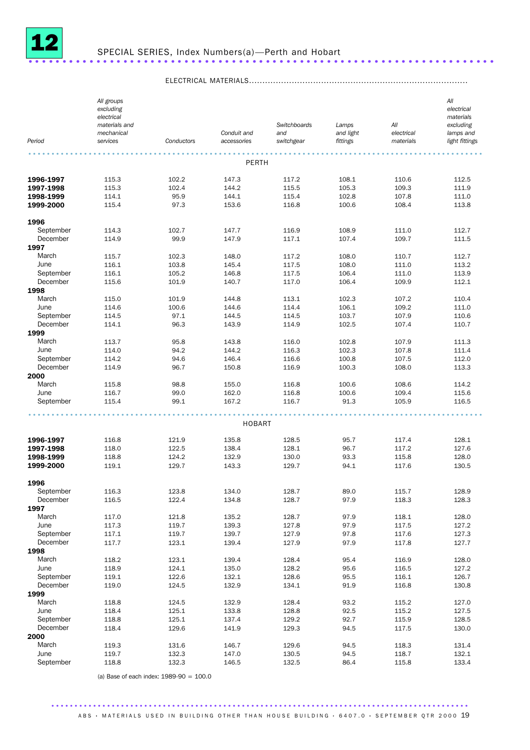# 12 SPECIAL SERIES, Index Numbers(a)—Perth and Hobart

ELECTRICAL MATERIALS

| Period | All groups excluding electrical materials and mechanical services | Conductors | Conduit and accessories | Switchboards and switchgear | Lamps and light fittings | All electrical materials | All electrical materials excluding lamps and light fittings |
|---|---|---|---|---|---|---|---|
| **PERTH** | | | | | | | |
| **1996-1997** | 115.3 | 102.2 | 147.3 | 117.2 | 108.1 | 110.6 | 112.5 |
| **1997-1998** | 115.3 | 102.4 | 144.2 | 115.5 | 105.3 | 109.3 | 111.9 |
| **1998-1999** | 114.1 | 95.9 | 144.1 | 115.4 | 102.8 | 107.8 | 111.0 |
| **1999-2000** | 115.4 | 97.3 | 153.6 | 116.8 | 100.6 | 108.4 | 113.8 |
| **1996** | | | | | | | |
| September | 114.3 | 102.7 | 147.7 | 116.9 | 108.9 | 111.0 | 112.7 |
| December | 114.9 | 99.9 | 147.9 | 117.1 | 107.4 | 109.7 | 111.5 |
| **1997** | | | | | | | |
| March | 115.7 | 102.3 | 148.0 | 117.2 | 108.0 | 110.7 | 112.7 |
| June | 116.1 | 103.8 | 145.4 | 117.5 | 108.0 | 111.0 | 113.2 |
| September | 116.1 | 105.2 | 146.8 | 117.5 | 106.4 | 111.0 | 113.9 |
| December | 115.6 | 101.9 | 140.7 | 117.0 | 106.4 | 109.9 | 112.1 |
| **1998** | | | | | | | |
| March | 115.0 | 101.9 | 144.8 | 113.1 | 102.3 | 107.2 | 110.4 |
| June | 114.6 | 100.6 | 144.6 | 114.4 | 106.1 | 109.2 | 111.0 |
| September | 114.5 | 97.1 | 144.5 | 114.5 | 103.7 | 107.9 | 110.6 |
| December | 114.1 | 96.3 | 143.9 | 114.9 | 102.5 | 107.4 | 110.7 |
| **1999** | | | | | | | |
| March | 113.7 | 95.8 | 143.8 | 116.0 | 102.8 | 107.9 | 111.3 |
| June | 114.0 | 94.2 | 144.2 | 116.3 | 102.3 | 107.8 | 111.4 |
| September | 114.2 | 94.6 | 146.4 | 116.6 | 100.8 | 107.5 | 112.0 |
| December | 114.9 | 96.7 | 150.8 | 116.9 | 100.3 | 108.0 | 113.3 |
| **2000** | | | | | | | |
| March | 115.8 | 98.8 | 155.0 | 116.8 | 100.6 | 108.6 | 114.2 |
| June | 116.7 | 99.0 | 162.0 | 116.8 | 100.6 | 109.4 | 115.6 |
| September | 115.4 | 99.1 | 167.2 | 116.7 | 91.3 | 105.9 | 116.5 |
| **HOBART** | | | | | | | |
| **1996-1997** | 116.8 | 121.9 | 135.8 | 128.5 | 95.7 | 117.4 | 128.1 |
| **1997-1998** | 118.0 | 122.5 | 138.4 | 128.1 | 96.7 | 117.2 | 127.6 |
| **1998-1999** | 118.8 | 124.2 | 132.9 | 130.0 | 93.3 | 115.8 | 128.0 |
| **1999-2000** | 119.1 | 129.7 | 143.3 | 129.7 | 94.1 | 117.6 | 130.5 |
| **1996** | | | | | | | |
| September | 116.3 | 123.8 | 134.0 | 128.7 | 89.0 | 115.7 | 128.9 |
| December | 116.5 | 122.4 | 134.8 | 128.7 | 97.9 | 118.3 | 128.3 |
| **1997** | | | | | | | |
| March | 117.0 | 121.8 | 135.2 | 128.7 | 97.9 | 118.1 | 128.0 |
| June | 117.3 | 119.7 | 139.3 | 127.8 | 97.9 | 117.5 | 127.2 |
| September | 117.1 | 119.7 | 139.7 | 127.9 | 97.8 | 117.6 | 127.3 |
| December | 117.7 | 123.1 | 139.4 | 127.9 | 97.9 | 117.8 | 127.7 |
| **1998** | | | | | | | |
| March | 118.2 | 123.1 | 139.4 | 128.4 | 95.4 | 116.9 | 128.0 |
| June | 118.9 | 124.1 | 135.0 | 128.2 | 95.6 | 116.5 | 127.2 |
| September | 119.1 | 122.6 | 132.1 | 128.6 | 95.5 | 116.1 | 126.7 |
| December | 119.0 | 124.5 | 132.9 | 134.1 | 91.9 | 116.8 | 130.8 |
| **1999** | | | | | | | |
| March | 118.8 | 124.5 | 132.9 | 128.4 | 93.2 | 115.2 | 127.0 |
| June | 118.4 | 125.1 | 133.8 | 128.8 | 92.5 | 115.2 | 127.5 |
| September | 118.8 | 125.1 | 137.4 | 129.2 | 92.7 | 115.9 | 128.5 |
| December | 118.4 | 129.6 | 141.9 | 129.3 | 94.5 | 117.5 | 130.0 |
| **2000** | | | | | | | |
| March | 119.3 | 131.6 | 146.7 | 129.6 | 94.5 | 118.3 | 131.4 |
| June | 119.7 | 132.3 | 147.0 | 130.5 | 94.5 | 118.7 | 132.1 |
| September | 118.8 | 132.3 | 146.5 | 132.5 | 86.4 | 115.8 | 133.4 |

(a) Base of each index: 1989-90 = 100.0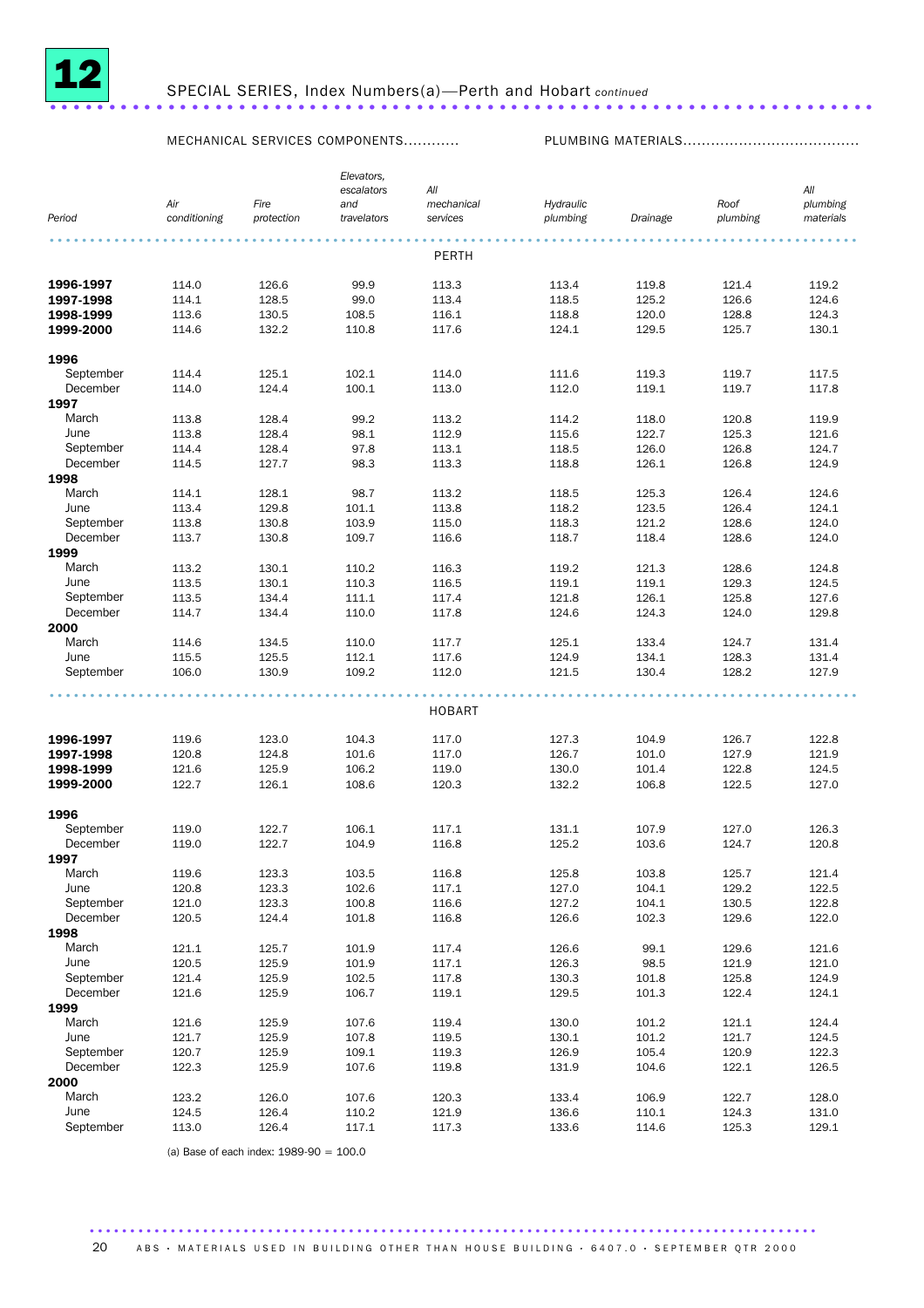# 12 SPECIAL SERIES, Index Numbers(a)—Perth and Hobart *continued*

| Period | MECHANICAL SERVICES COMPONENTS | | | | PLUMBING MATERIALS | | | |
|---|---|---|---|---|---|---|---|---|
| | *Air conditioning* | *Fire protection* | *Elevators, escalators and travelators* | *All mechanical services* | *Hydraulic plumbing* | *Drainage* | *Roof plumbing* | *All plumbing materials* |
| | | | | PERTH | | | | |
| **1996-1997** | 114.0 | 126.6 | 99.9 | 113.3 | 113.4 | 119.8 | 121.4 | 119.2 |
| **1997-1998** | 114.1 | 128.5 | 99.0 | 113.4 | 118.5 | 125.2 | 126.6 | 124.6 |
| **1998-1999** | 113.6 | 130.5 | 108.5 | 116.1 | 118.8 | 120.0 | 128.8 | 124.3 |
| **1999-2000** | 114.6 | 132.2 | 110.8 | 117.6 | 124.1 | 129.5 | 125.7 | 130.1 |
| **1996** | | | | | | | | |
| September | 114.4 | 125.1 | 102.1 | 114.0 | 111.6 | 119.3 | 119.7 | 117.5 |
| December | 114.0 | 124.4 | 100.1 | 113.0 | 112.0 | 119.1 | 119.7 | 117.8 |
| **1997** | | | | | | | | |
| March | 113.8 | 128.4 | 99.2 | 113.2 | 114.2 | 118.0 | 120.8 | 119.9 |
| June | 113.8 | 128.4 | 98.1 | 112.9 | 115.6 | 122.7 | 125.3 | 121.6 |
| September | 114.4 | 128.4 | 97.8 | 113.1 | 118.5 | 126.0 | 126.8 | 124.7 |
| December | 114.5 | 127.7 | 98.3 | 113.3 | 118.8 | 126.1 | 126.8 | 124.9 |
| **1998** | | | | | | | | |
| March | 114.1 | 128.1 | 98.7 | 113.2 | 118.5 | 125.3 | 126.4 | 124.6 |
| June | 113.4 | 129.8 | 101.1 | 113.8 | 118.2 | 123.5 | 126.4 | 124.1 |
| September | 113.8 | 130.8 | 103.9 | 115.0 | 118.3 | 121.2 | 128.6 | 124.0 |
| December | 113.7 | 130.8 | 109.7 | 116.6 | 118.7 | 118.4 | 128.6 | 124.0 |
| **1999** | | | | | | | | |
| March | 113.2 | 130.1 | 110.2 | 116.3 | 119.2 | 121.3 | 128.6 | 124.8 |
| June | 113.5 | 130.1 | 110.3 | 116.5 | 119.1 | 119.1 | 129.3 | 124.5 |
| September | 113.5 | 134.4 | 111.1 | 117.4 | 121.8 | 126.1 | 125.8 | 127.6 |
| December | 114.7 | 134.4 | 110.0 | 117.8 | 124.6 | 124.3 | 124.0 | 129.8 |
| **2000** | | | | | | | | |
| March | 114.6 | 134.5 | 110.0 | 117.7 | 125.1 | 133.4 | 124.7 | 131.4 |
| June | 115.5 | 125.5 | 112.1 | 117.6 | 124.9 | 134.1 | 128.3 | 131.4 |
| September | 106.0 | 130.9 | 109.2 | 112.0 | 121.5 | 130.4 | 128.2 | 127.9 |
| | | | | HOBART | | | | |
| **1996-1997** | 119.6 | 123.0 | 104.3 | 117.0 | 127.3 | 104.9 | 126.7 | 122.8 |
| **1997-1998** | 120.8 | 124.8 | 101.6 | 117.0 | 126.7 | 101.0 | 127.9 | 121.9 |
| **1998-1999** | 121.6 | 125.9 | 106.2 | 119.0 | 130.0 | 101.4 | 122.8 | 124.5 |
| **1999-2000** | 122.7 | 126.1 | 108.6 | 120.3 | 132.2 | 106.8 | 122.5 | 127.0 |
| **1996** | | | | | | | | |
| September | 119.0 | 122.7 | 106.1 | 117.1 | 131.1 | 107.9 | 127.0 | 126.3 |
| December | 119.0 | 122.7 | 104.9 | 116.8 | 125.2 | 103.6 | 124.7 | 120.8 |
| **1997** | | | | | | | | |
| March | 119.6 | 123.3 | 103.5 | 116.8 | 125.8 | 103.8 | 125.7 | 121.4 |
| June | 120.8 | 123.3 | 102.6 | 117.1 | 127.0 | 104.1 | 129.2 | 122.5 |
| September | 121.0 | 123.3 | 100.8 | 116.6 | 127.2 | 104.1 | 130.5 | 122.8 |
| December | 120.5 | 124.4 | 101.8 | 116.8 | 126.6 | 102.3 | 129.6 | 122.0 |
| **1998** | | | | | | | | |
| March | 121.1 | 125.7 | 101.9 | 117.4 | 126.6 | 99.1 | 129.6 | 121.6 |
| June | 120.5 | 125.9 | 101.9 | 117.1 | 126.3 | 98.5 | 121.9 | 121.0 |
| September | 121.4 | 125.9 | 102.5 | 117.8 | 130.3 | 101.8 | 125.8 | 124.9 |
| December | 121.6 | 125.9 | 106.7 | 119.1 | 129.5 | 101.3 | 122.4 | 124.1 |
| **1999** | | | | | | | | |
| March | 121.6 | 125.9 | 107.6 | 119.4 | 130.0 | 101.2 | 121.1 | 124.4 |
| June | 121.7 | 125.9 | 107.8 | 119.5 | 130.1 | 101.2 | 121.7 | 124.5 |
| September | 120.7 | 125.9 | 109.1 | 119.3 | 126.9 | 105.4 | 120.9 | 122.3 |
| December | 122.3 | 125.9 | 107.6 | 119.8 | 131.9 | 104.6 | 122.1 | 126.5 |
| **2000** | | | | | | | | |
| March | 123.2 | 126.0 | 107.6 | 120.3 | 133.4 | 106.9 | 122.7 | 128.0 |
| June | 124.5 | 126.4 | 110.2 | 121.9 | 136.6 | 110.1 | 124.3 | 131.0 |
| September | 113.0 | 126.4 | 117.1 | 117.3 | 133.6 | 114.6 | 125.3 | 129.1 |

(a) Base of each index: 1989-90 = 100.0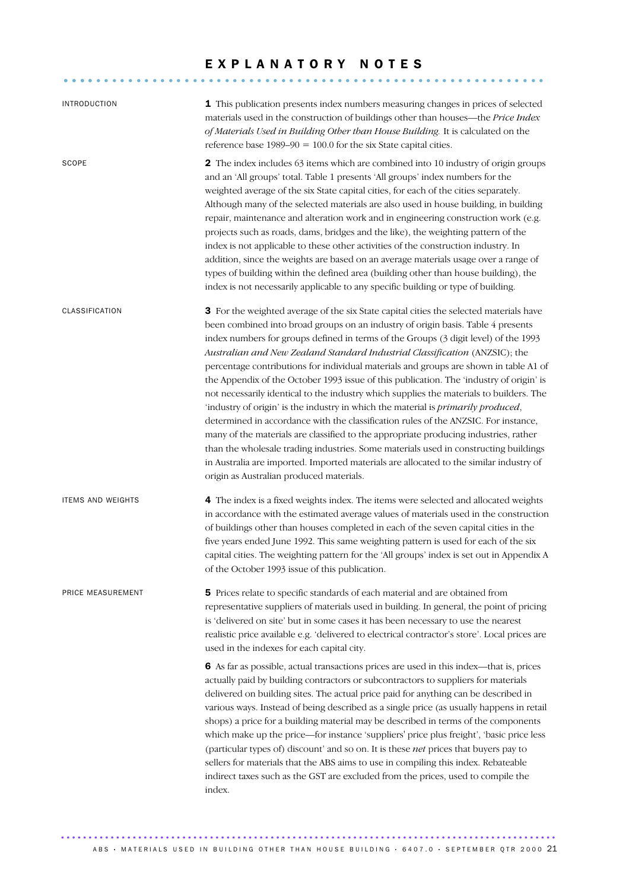# EXPLANATORY NOTES

## INTRODUCTION

**1** This publication presents index numbers measuring changes in prices of selected materials used in the construction of buildings other than houses—the *Price Index of Materials Used in Building Other than House Building.* It is calculated on the reference base 1989–90 = 100.0 for the six State capital cities.

## SCOPE

**2** The index includes 63 items which are combined into 10 industry of origin groups and an 'All groups' total. Table 1 presents 'All groups' index numbers for the weighted average of the six State capital cities, for each of the cities separately. Although many of the selected materials are also used in house building, in building repair, maintenance and alteration work and in engineering construction work (e.g. projects such as roads, dams, bridges and the like), the weighting pattern of the index is not applicable to these other activities of the construction industry. In addition, since the weights are based on an average materials usage over a range of types of building within the defined area (building other than house building), the index is not necessarily applicable to any specific building or type of building.

## CLASSIFICATION

**3** For the weighted average of the six State capital cities the selected materials have been combined into broad groups on an industry of origin basis. Table 4 presents index numbers for groups defined in terms of the Groups (3 digit level) of the 1993 *Australian and New Zealand Standard Industrial Classification* (ANZSIC); the percentage contributions for individual materials and groups are shown in table A1 of the Appendix of the October 1993 issue of this publication. The 'industry of origin' is not necessarily identical to the industry which supplies the materials to builders. The 'industry of origin' is the industry in which the material is *primarily produced*, determined in accordance with the classification rules of the ANZSIC. For instance, many of the materials are classified to the appropriate producing industries, rather than the wholesale trading industries. Some materials used in constructing buildings in Australia are imported. Imported materials are allocated to the similar industry of origin as Australian produced materials.

## ITEMS AND WEIGHTS

**4** The index is a fixed weights index. The items were selected and allocated weights in accordance with the estimated average values of materials used in the construction of buildings other than houses completed in each of the seven capital cities in the five years ended June 1992. This same weighting pattern is used for each of the six capital cities. The weighting pattern for the 'All groups' index is set out in Appendix A of the October 1993 issue of this publication.

## PRICE MEASUREMENT

**5** Prices relate to specific standards of each material and are obtained from representative suppliers of materials used in building. In general, the point of pricing is 'delivered on site' but in some cases it has been necessary to use the nearest realistic price available e.g. 'delivered to electrical contractor's store'. Local prices are used in the indexes for each capital city.

**6** As far as possible, actual transactions prices are used in this index—that is, prices actually paid by building contractors or subcontractors to suppliers for materials delivered on building sites. The actual price paid for anything can be described in various ways. Instead of being described as a single price (as usually happens in retail shops) a price for a building material may be described in terms of the components which make up the price—for instance 'suppliers' price plus freight', 'basic price less (particular types of) discount' and so on. It is these *net* prices that buyers pay to sellers for materials that the ABS aims to use in compiling this index. Rebateable indirect taxes such as the GST are excluded from the prices, used to compile the index.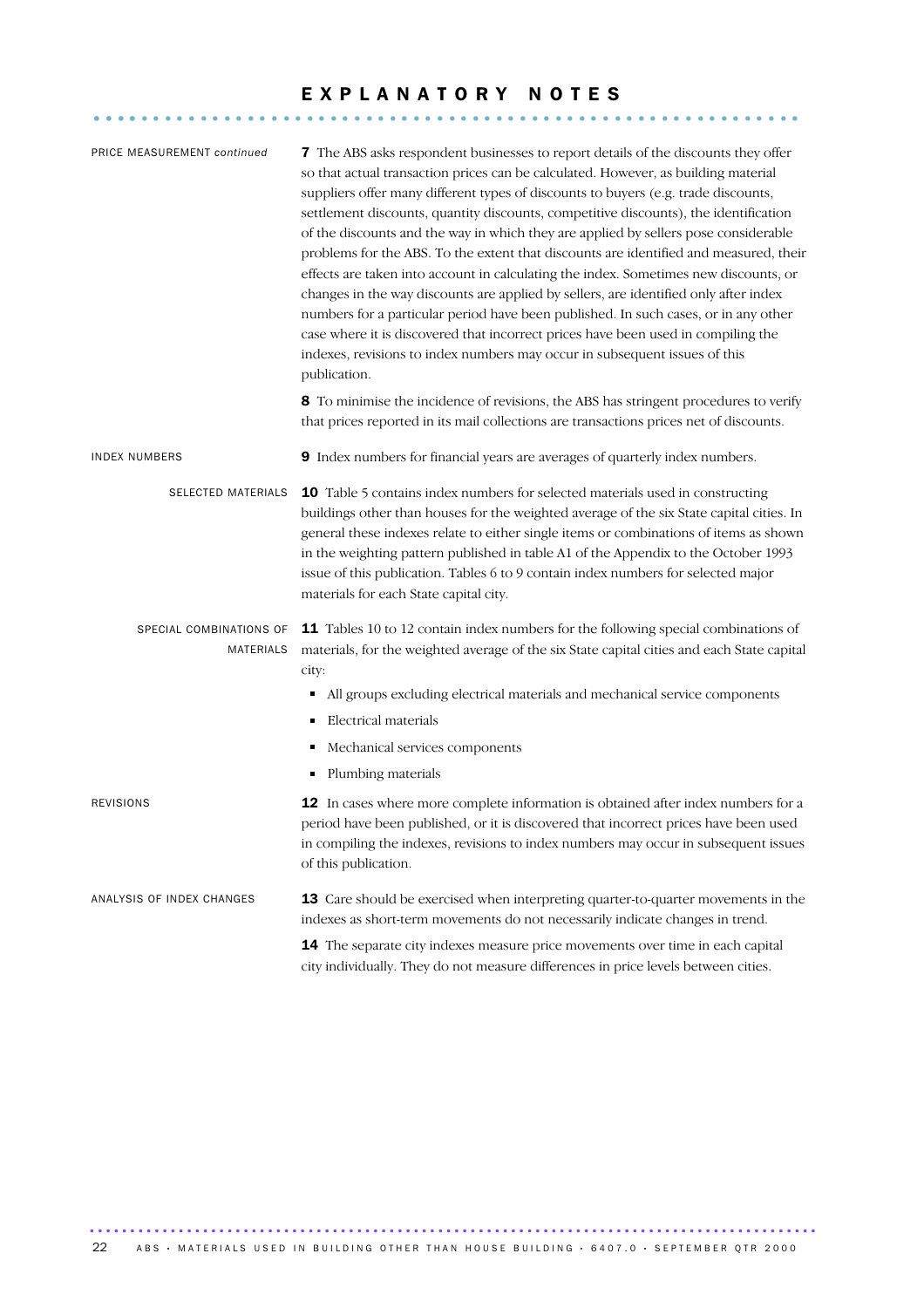# EXPLANATORY NOTES

## PRICE MEASUREMENT *continued*

**7** The ABS asks respondent businesses to report details of the discounts they offer so that actual transaction prices can be calculated. However, as building material suppliers offer many different types of discounts to buyers (e.g. trade discounts, settlement discounts, quantity discounts, competitive discounts), the identification of the discounts and the way in which they are applied by sellers pose considerable problems for the ABS. To the extent that discounts are identified and measured, their effects are taken into account in calculating the index. Sometimes new discounts, or changes in the way discounts are applied by sellers, are identified only after index numbers for a particular period have been published. In such cases, or in any other case where it is discovered that incorrect prices have been used in compiling the indexes, revisions to index numbers may occur in subsequent issues of this publication.

**8** To minimise the incidence of revisions, the ABS has stringent procedures to verify that prices reported in its mail collections are transactions prices net of discounts.

## INDEX NUMBERS

**9** Index numbers for financial years are averages of quarterly index numbers.

### SELECTED MATERIALS

**10** Table 5 contains index numbers for selected materials used in constructing buildings other than houses for the weighted average of the six State capital cities. In general these indexes relate to either single items or combinations of items as shown in the weighting pattern published in table A1 of the Appendix to the October 1993 issue of this publication. Tables 6 to 9 contain index numbers for selected major materials for each State capital city.

### SPECIAL COMBINATIONS OF MATERIALS

**11** Tables 10 to 12 contain index numbers for the following special combinations of materials, for the weighted average of the six State capital cities and each State capital city:

- All groups excluding electrical materials and mechanical service components
- Electrical materials
- Mechanical services components
- Plumbing materials

## REVISIONS

**12** In cases where more complete information is obtained after index numbers for a period have been published, or it is discovered that incorrect prices have been used in compiling the indexes, revisions to index numbers may occur in subsequent issues of this publication.

## ANALYSIS OF INDEX CHANGES

**13** Care should be exercised when interpreting quarter-to-quarter movements in the indexes as short-term movements do not necessarily indicate changes in trend.

**14** The separate city indexes measure price movements over time in each capital city individually. They do not measure differences in price levels between cities.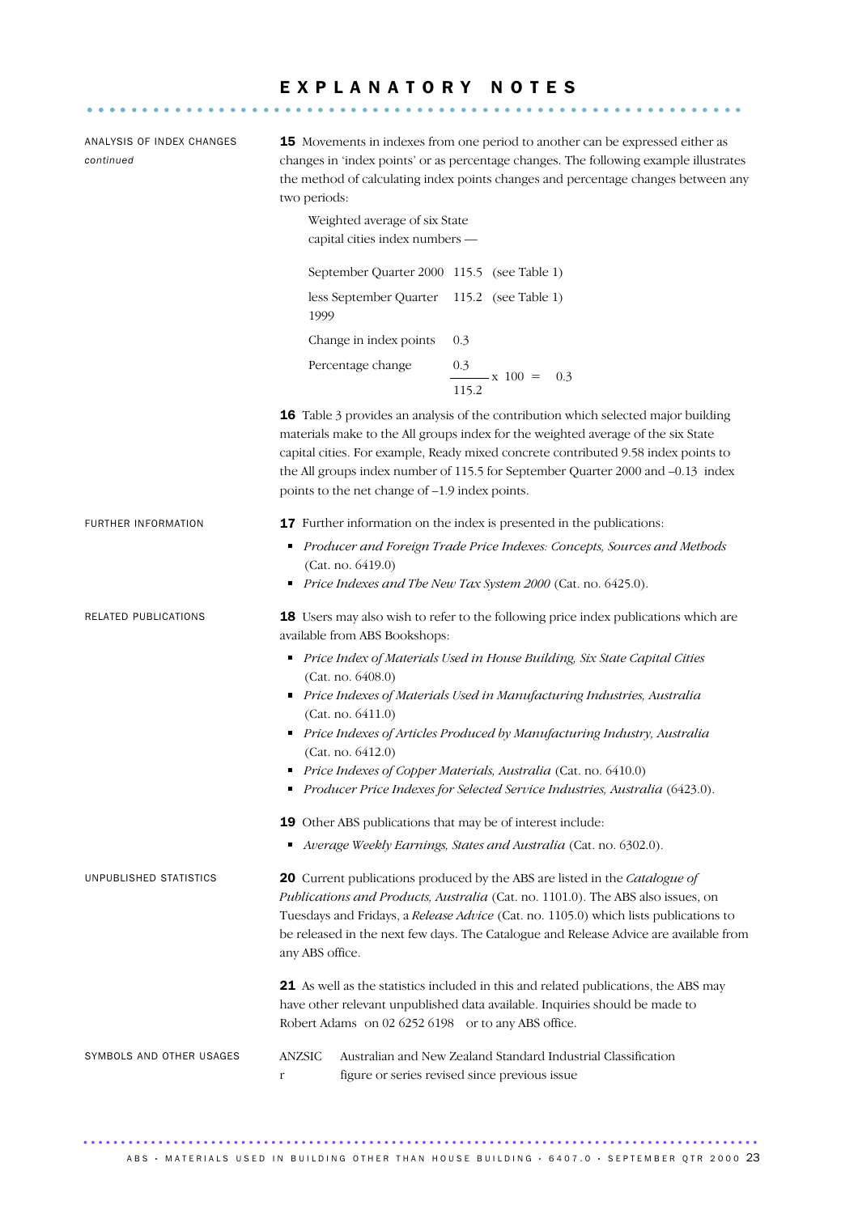# EXPLANATORY NOTES

## ANALYSIS OF INDEX CHANGES *continued*

**15** Movements in indexes from one period to another can be expressed either as changes in 'index points' or as percentage changes. The following example illustrates the method of calculating index points changes and percentage changes between any two periods:

Weighted average of six State capital cities index numbers —

| | | |
|---|---|---|
| September Quarter 2000 | 115.5 | (see Table 1) |
| less September Quarter 1999 | 115.2 | (see Table 1) |
| Change in index points | 0.3 | |
| Percentage change | $\frac{0.3}{115.2} \times 100 = 0.3$ | |

**16** Table 3 provides an analysis of the contribution which selected major building materials make to the All groups index for the weighted average of the six State capital cities. For example, Ready mixed concrete contributed 9.58 index points to the All groups index number of 115.5 for September Quarter 2000 and –0.13 index points to the net change of –1.9 index points.

## FURTHER INFORMATION

**17** Further information on the index is presented in the publications:

- *Producer and Foreign Trade Price Indexes: Concepts, Sources and Methods* (Cat. no. 6419.0)
- *Price Indexes and The New Tax System 2000* (Cat. no. 6425.0).

## RELATED PUBLICATIONS

**18** Users may also wish to refer to the following price index publications which are available from ABS Bookshops:

- *Price Index of Materials Used in House Building, Six State Capital Cities* (Cat. no. 6408.0)
- *Price Indexes of Materials Used in Manufacturing Industries, Australia* (Cat. no. 6411.0)
- *Price Indexes of Articles Produced by Manufacturing Industry, Australia* (Cat. no. 6412.0)
- *Price Indexes of Copper Materials, Australia* (Cat. no. 6410.0)
- *Producer Price Indexes for Selected Service Industries, Australia* (6423.0).

**19** Other ABS publications that may be of interest include:

- *Average Weekly Earnings, States and Australia* (Cat. no. 6302.0).

## UNPUBLISHED STATISTICS

**20** Current publications produced by the ABS are listed in the *Catalogue of Publications and Products, Australia* (Cat. no. 1101.0). The ABS also issues, on Tuesdays and Fridays, a *Release Advice* (Cat. no. 1105.0) which lists publications to be released in the next few days. The Catalogue and Release Advice are available from any ABS office.

**21** As well as the statistics included in this and related publications, the ABS may have other relevant unpublished data available. Inquiries should be made to Robert Adams on 02 6252 6198 or to any ABS office.

## SYMBOLS AND OTHER USAGES

| | |
|---|---|
| ANZSIC | Australian and New Zealand Standard Industrial Classification |
| r | figure or series revised since previous issue |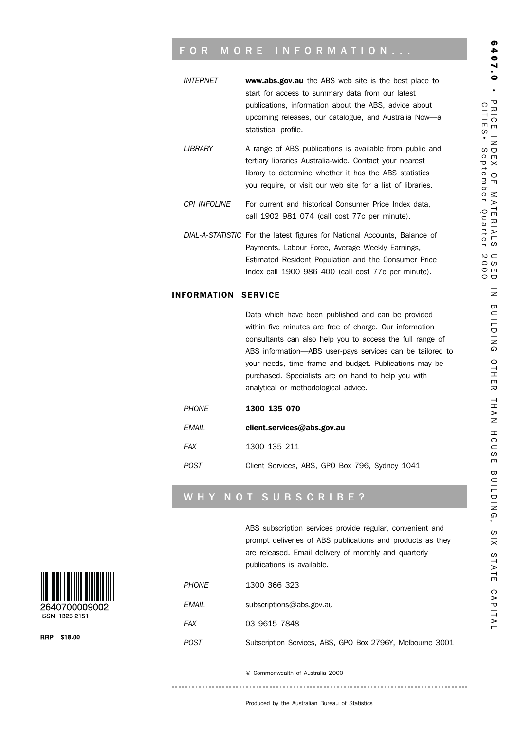## FOR MORE INFORMATION...

| | |
|---|---|
| *INTERNET* | **www.abs.gov.au** the ABS web site is the best place to start for access to summary data from our latest publications, information about the ABS, advice about upcoming releases, our catalogue, and Australia Now—a statistical profile. |
| *LIBRARY* | A range of ABS publications is available from public and tertiary libraries Australia-wide. Contact your nearest library to determine whether it has the ABS statistics you require, or visit our web site for a list of libraries. |
| *CPI INFOLINE* | For current and historical Consumer Price Index data, call 1902 981 074 (call cost 77c per minute). |
| *DIAL-A-STATISTIC* | For the latest figures for National Accounts, Balance of Payments, Labour Force, Average Weekly Earnings, Estimated Resident Population and the Consumer Price Index call 1900 986 400 (call cost 77c per minute). |

### INFORMATION SERVICE

Data which have been published and can be provided within five minutes are free of charge. Our information consultants can also help you to access the full range of ABS information—ABS user-pays services can be tailored to your needs, time frame and budget. Publications may be purchased. Specialists are on hand to help you with analytical or methodological advice.

| | |
|---|---|
| *PHONE* | **1300 135 070** |
| *EMAIL* | **client.services@abs.gov.au** |
| *FAX* | 1300 135 211 |
| *POST* | Client Services, ABS, GPO Box 796, Sydney 1041 |

## WHY NOT SUBSCRIBE?

ABS subscription services provide regular, convenient and prompt deliveries of ABS publications and products as they are released. Email delivery of monthly and quarterly publications is available.

| | |
|---|---|
| *PHONE* | 1300 366 323 |
| *EMAIL* | subscriptions@abs.gov.au |
| *FAX* | 03 9615 7848 |
| *POST* | Subscription Services, ABS, GPO Box 2796Y, Melbourne 3001 |

2640700009002

ISSN 1325-2151

**RRP $18.00**

© Commonwealth of Australia 2000

Produced by the Australian Bureau of Statistics